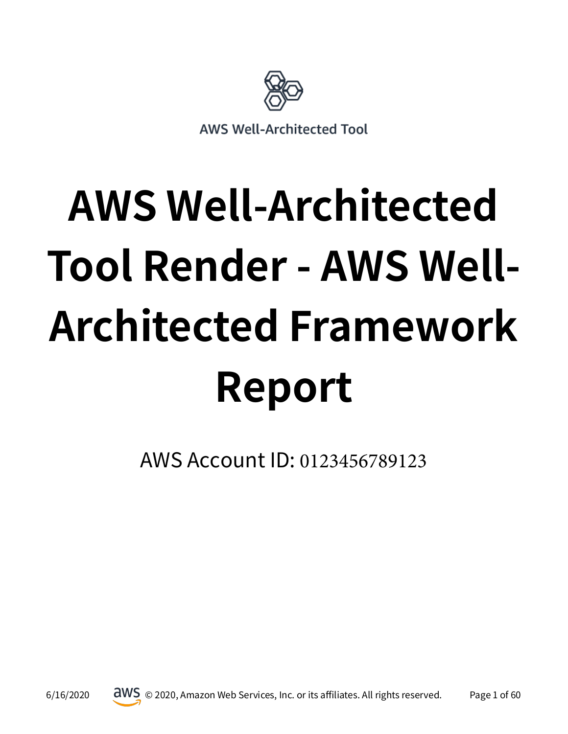AWS Well-Architected Tool

# AWS Well-Architected Tool Render - AWS Well-Architected Framework Report

AWS Account ID: 0123456789123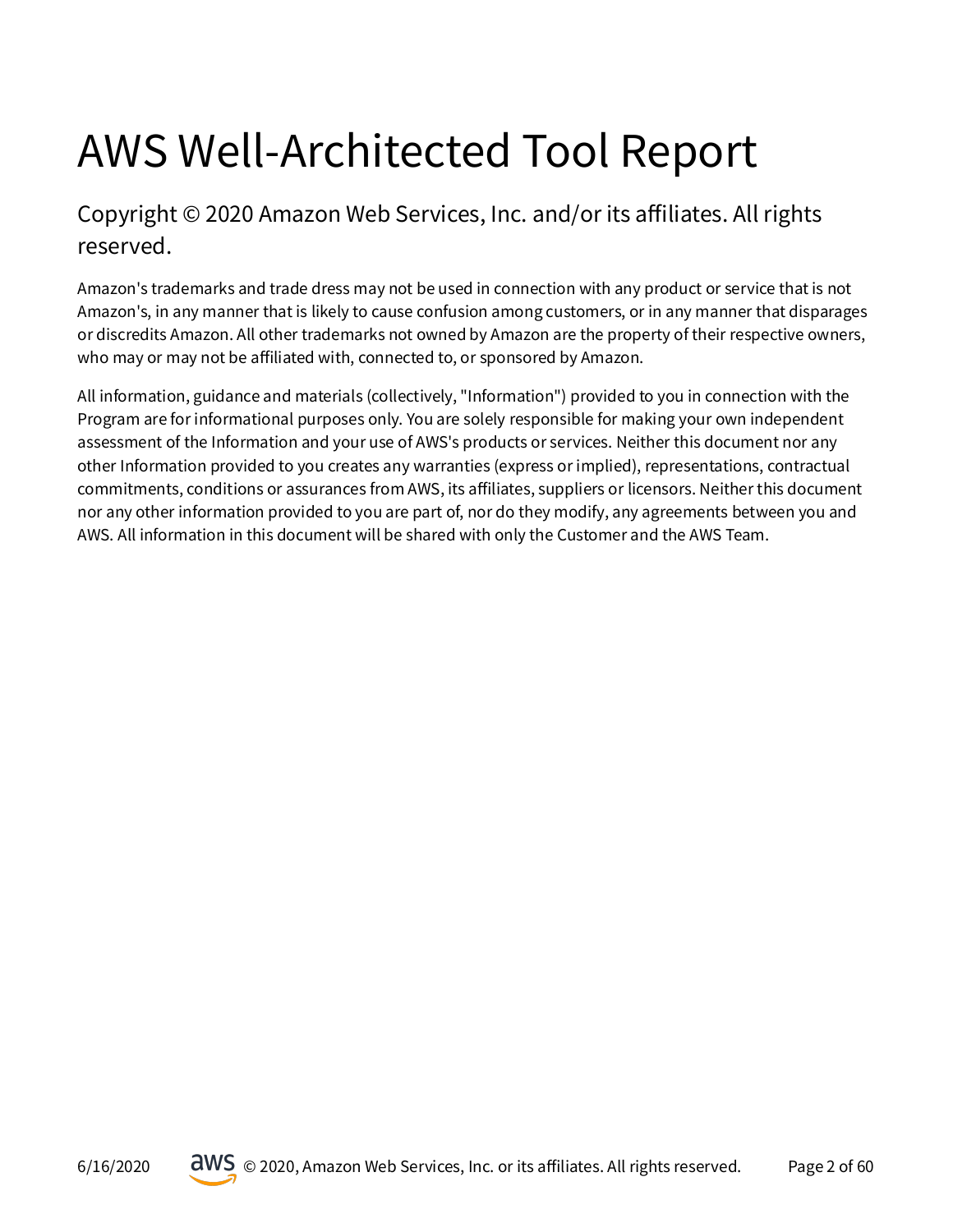# AWS Well-Architected Tool Report

## Copyright © 2020 Amazon Web Services, Inc. and/or its affiliates. All rights reserved.

Amazon's trademarks and trade dress may not be used in connection with any product or service that is not Amazon's, in any manner that is likely to cause confusion among customers, or in any manner that disparages or discredits Amazon. All other trademarks not owned by Amazon are the property of their respective owners, who may or may not be affiliated with, connected to, or sponsored by Amazon.

All information, guidance and materials (collectively, "Information") provided to you in connection with the Program are for informational purposes only. You are solely responsible for making your own independent assessment of the Information and your use of AWS's products or services. Neither this document nor any other Information provided to you creates any warranties (express or implied), representations, contractual commitments, conditions or assurances from AWS, its affiliates, suppliers or licensors. Neither this document nor any other information provided to you are part of, nor do they modify, any agreements between you and AWS. All information in this document will be shared with only the Customer and the AWS Team.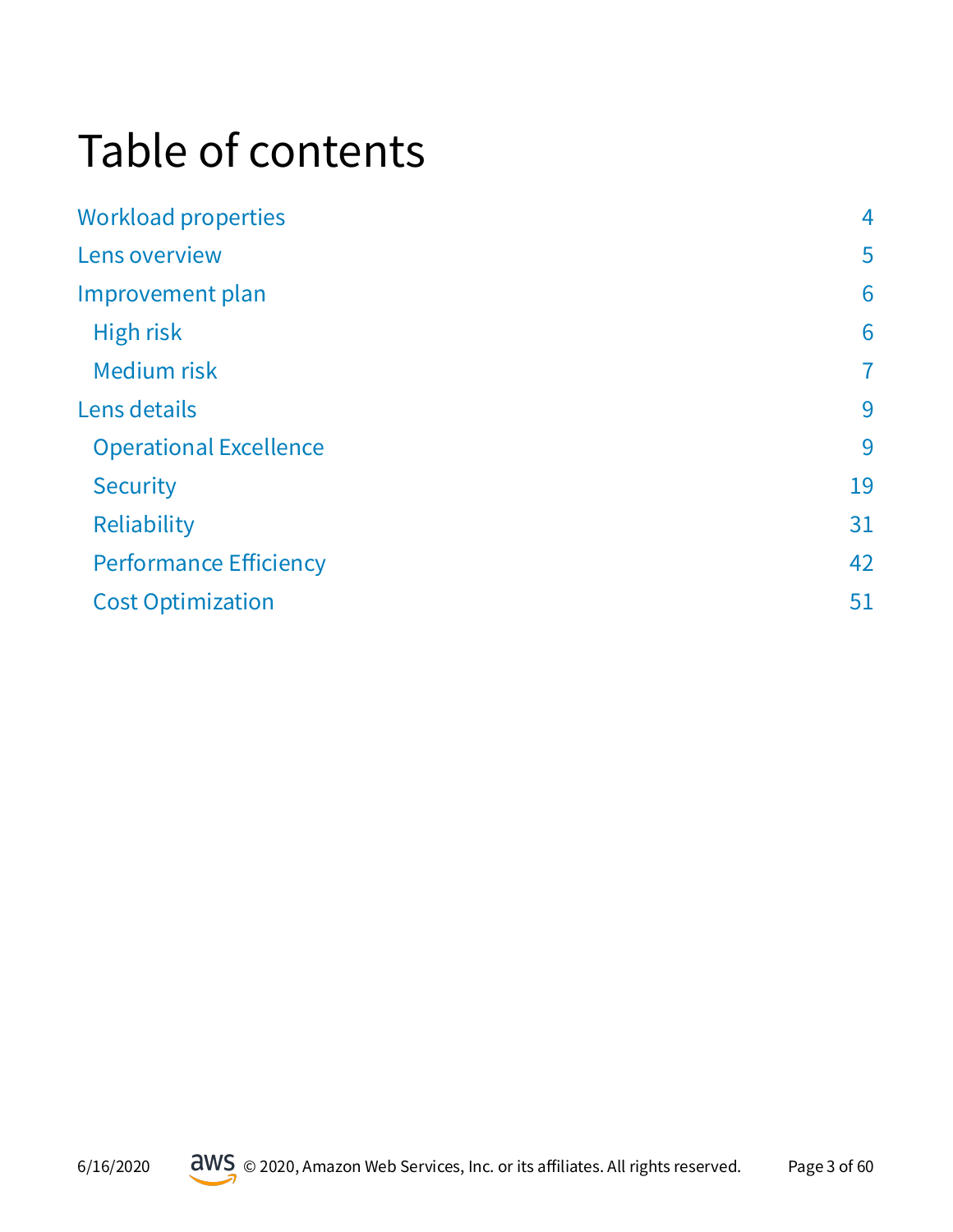# Table of contents

- Workload properties 4
- Lens overview 5
- Improvement plan 6
  - High risk 6
  - Medium risk 7
- Lens details 9
  - Operational Excellence 9
  - Security 19
  - Reliability 31
  - Performance Efficiency 42
  - Cost Optimization 51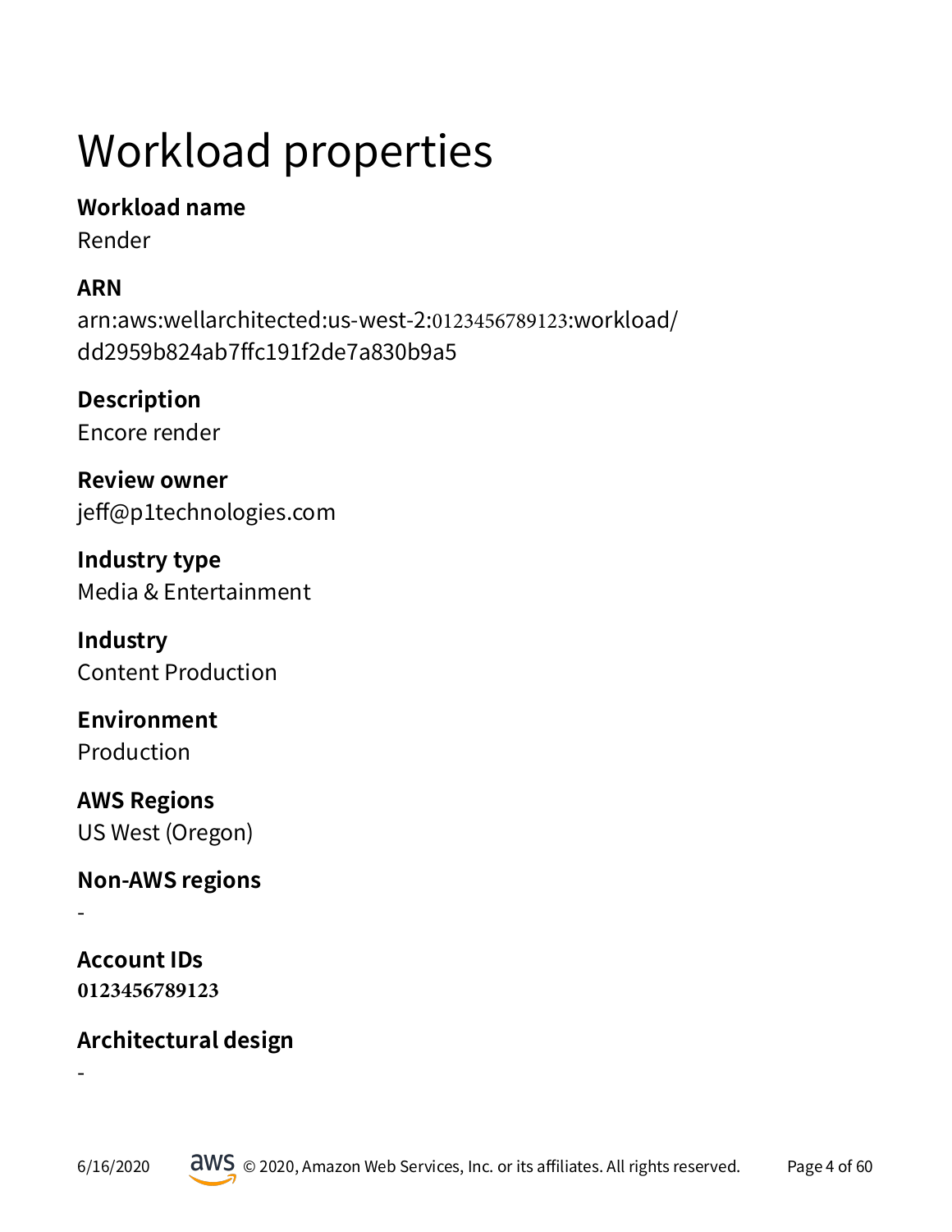# Workload properties

**Workload name**

Render

**ARN**

arn:aws:wellarchitected:us-west-2:0123456789123:workload/dd2959b824ab7ffc191f2de7a830b9a5

**Description**

Encore render

**Review owner**

jeff@p1technologies.com

**Industry type**

Media & Entertainment

**Industry**

Content Production

**Environment**

Production

**AWS Regions**

US West (Oregon)

**Non-AWS regions**

-

**Account IDs**

0123456789123

**Architectural design**

-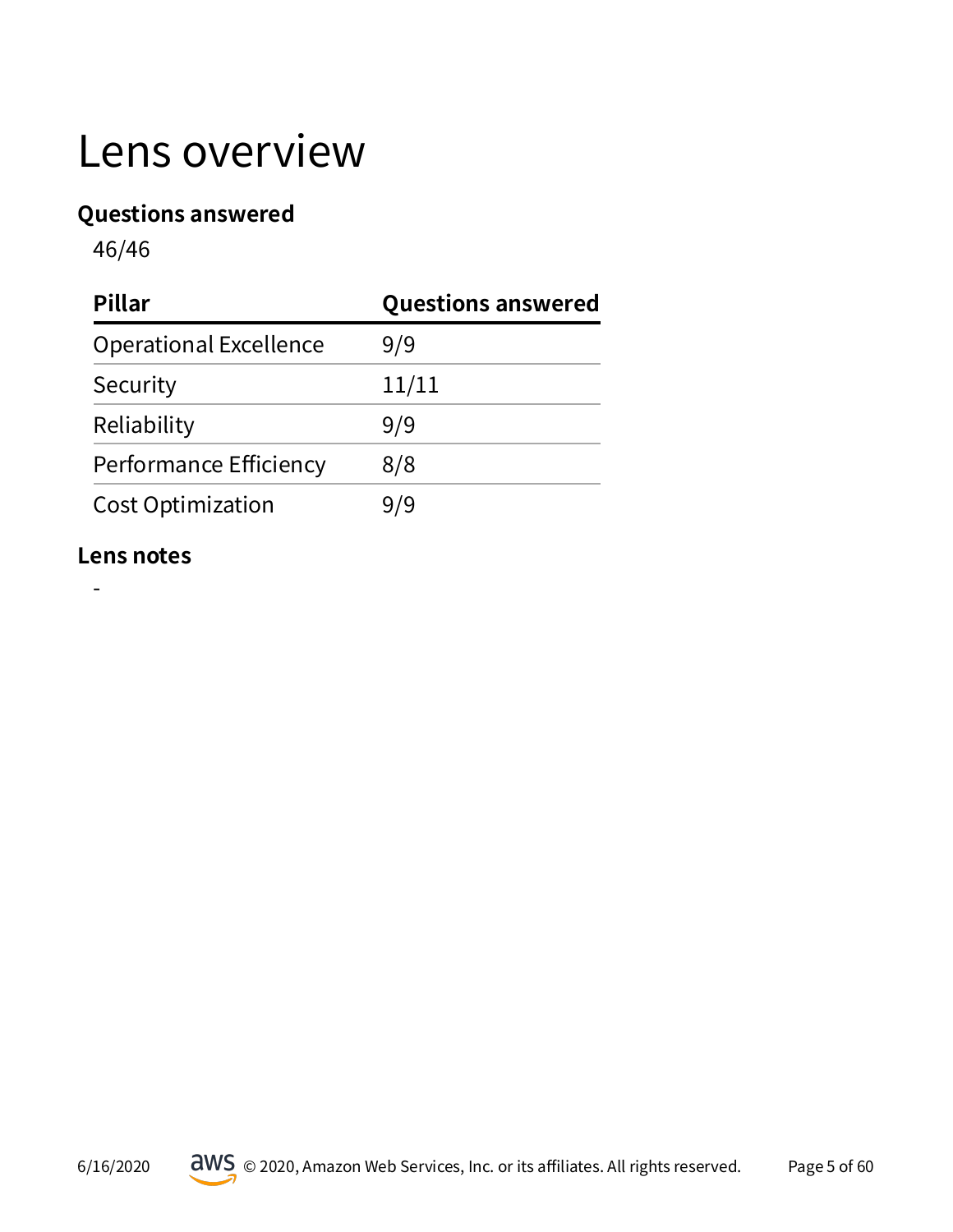# Lens overview

**Questions answered**

46/46

| Pillar | Questions answered |
| --- | --- |
| Operational Excellence | 9/9 |
| Security | 11/11 |
| Reliability | 9/9 |
| Performance Efficiency | 8/8 |
| Cost Optimization | 9/9 |

**Lens notes**

-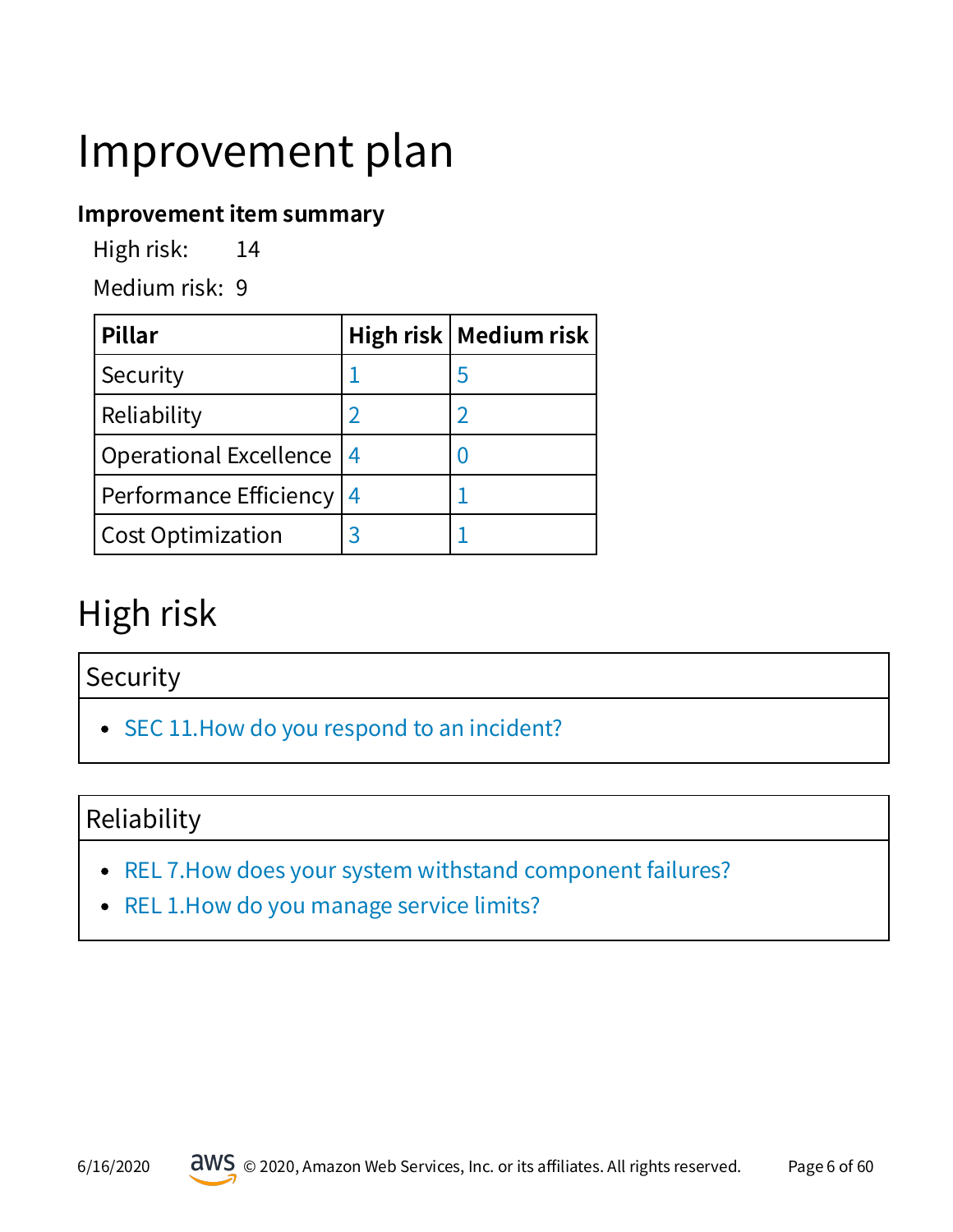# Improvement plan

### Improvement item summary

High risk: 14

Medium risk: 9

| Pillar | High risk | Medium risk |
|---|---|---|
| Security | 1 | 5 |
| Reliability | 2 | 2 |
| Operational Excellence | 4 | 0 |
| Performance Efficiency | 4 | 1 |
| Cost Optimization | 3 | 1 |

# High risk

## Security

- SEC 11.How do you respond to an incident?

## Reliability

- REL 7.How does your system withstand component failures?
- REL 1.How do you manage service limits?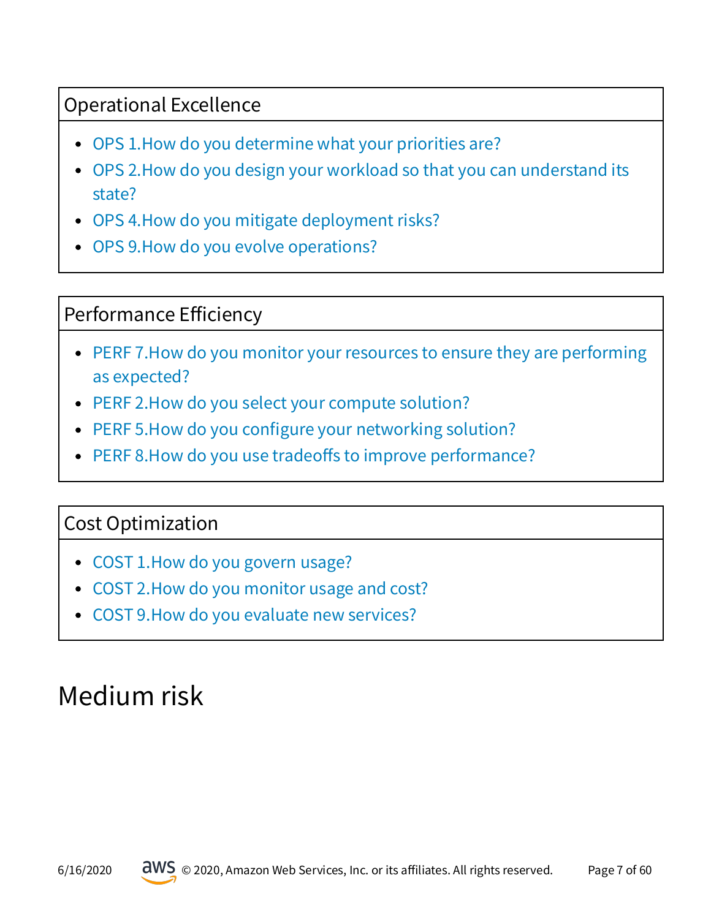| Operational Excellence |
|---|
| • OPS 1.How do you determine what your priorities are?<br>• OPS 2.How do you design your workload so that you can understand its state?<br>• OPS 4.How do you mitigate deployment risks?<br>• OPS 9.How do you evolve operations? |

| Performance Efficiency |
|---|
| • PERF 7.How do you monitor your resources to ensure they are performing as expected?<br>• PERF 2.How do you select your compute solution?<br>• PERF 5.How do you configure your networking solution?<br>• PERF 8.How do you use tradeoffs to improve performance? |

| Cost Optimization |
|---|
| • COST 1.How do you govern usage?<br>• COST 2.How do you monitor usage and cost?<br>• COST 9.How do you evaluate new services? |

# Medium risk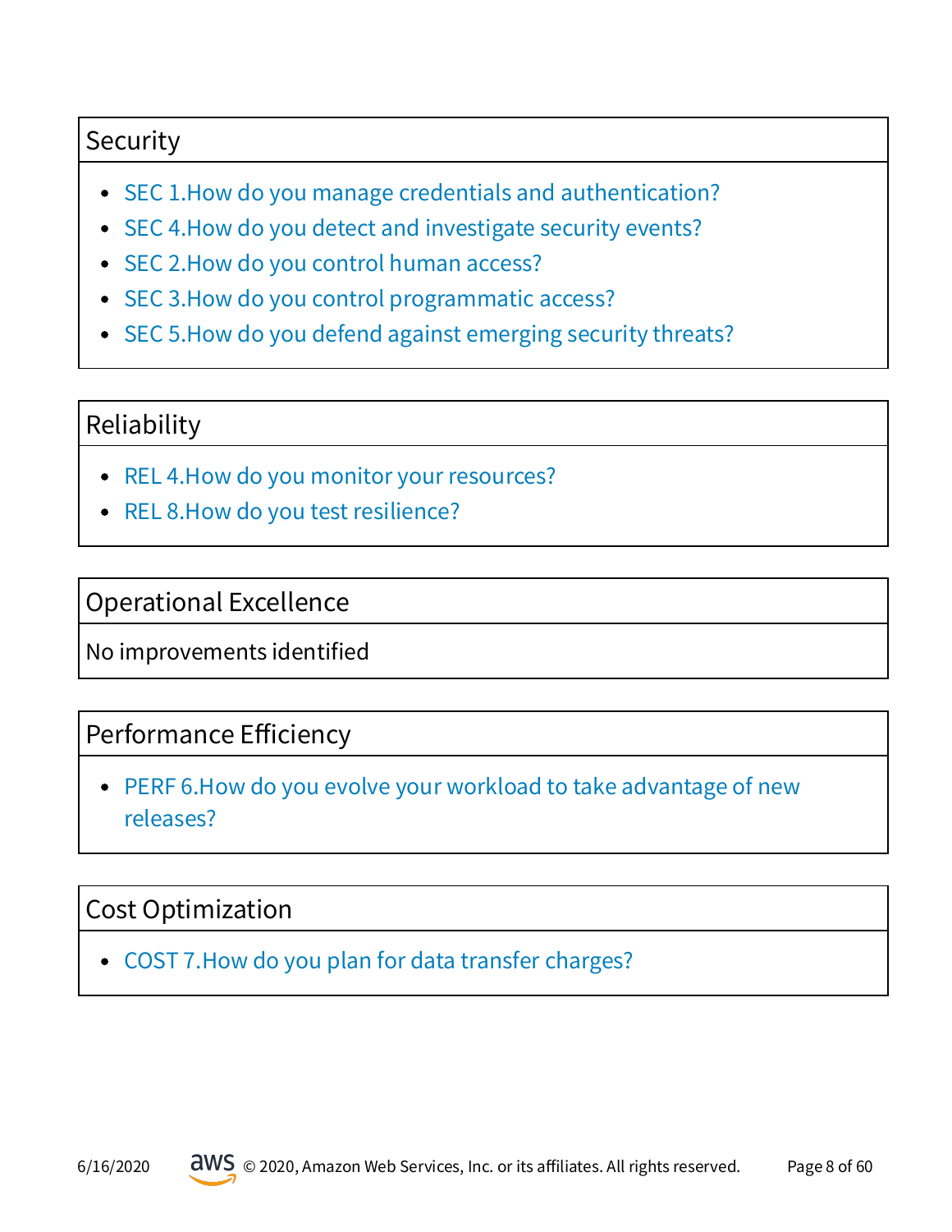## Security

- SEC 1.How do you manage credentials and authentication?
- SEC 4.How do you detect and investigate security events?
- SEC 2.How do you control human access?
- SEC 3.How do you control programmatic access?
- SEC 5.How do you defend against emerging security threats?

## Reliability

- REL 4.How do you monitor your resources?
- REL 8.How do you test resilience?

## Operational Excellence

No improvements identified

## Performance Efficiency

- PERF 6.How do you evolve your workload to take advantage of new releases?

## Cost Optimization

- COST 7.How do you plan for data transfer charges?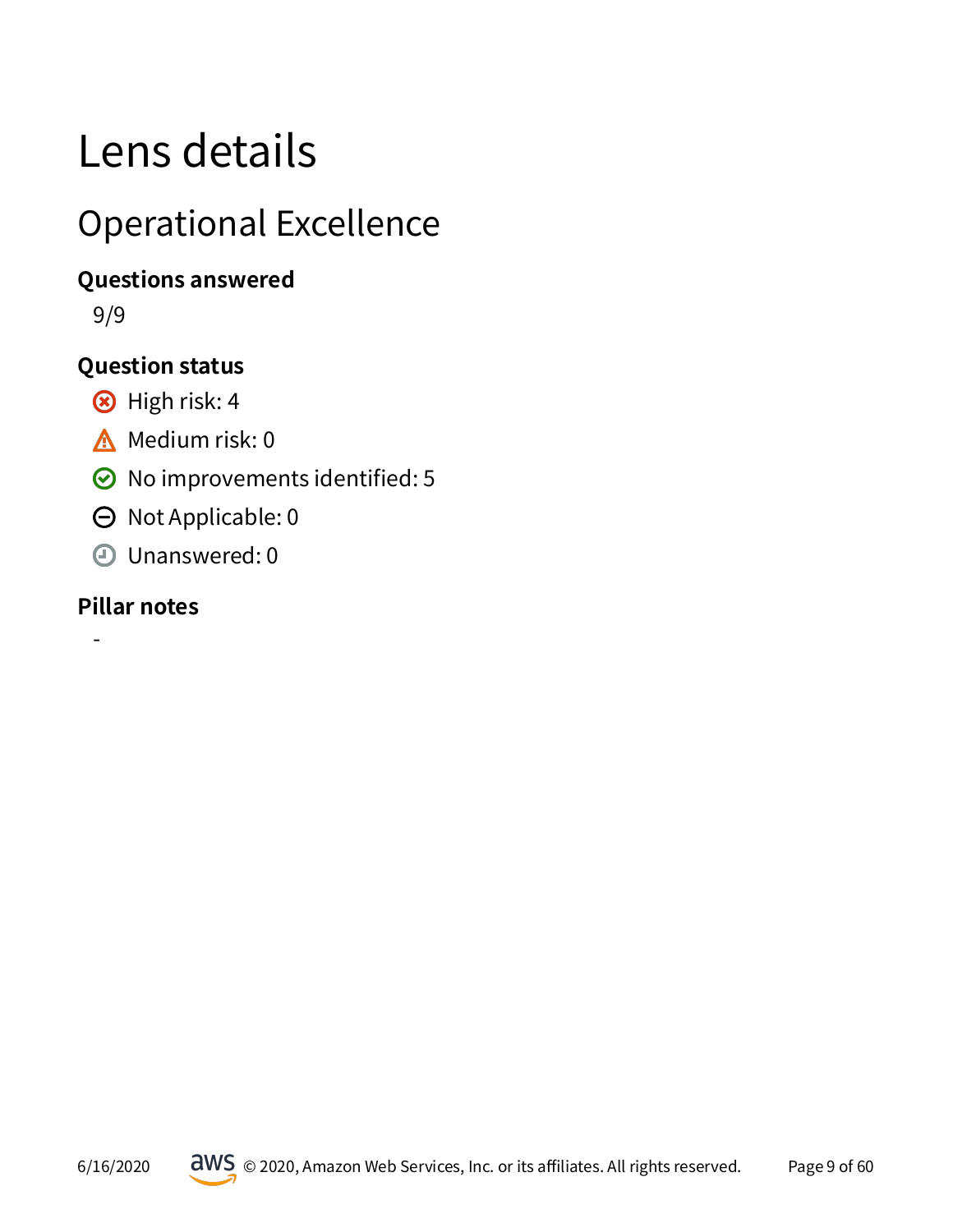# Lens details

## Operational Excellence

### Questions answered

9/9

### Question status

- High risk: 4
- Medium risk: 0
- No improvements identified: 5
- Not Applicable: 0
- Unanswered: 0

### Pillar notes

-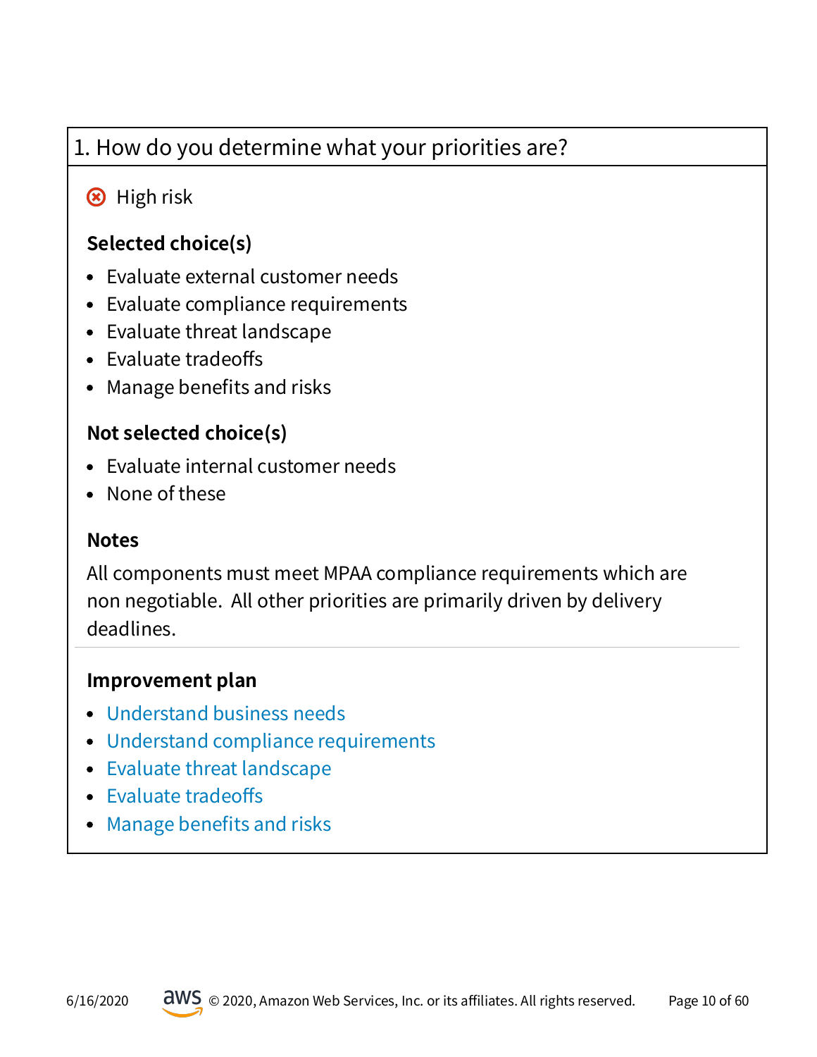## 1. How do you determine what your priorities are?

⊗ High risk

### Selected choice(s)

- Evaluate external customer needs
- Evaluate compliance requirements
- Evaluate threat landscape
- Evaluate tradeoffs
- Manage benefits and risks

### Not selected choice(s)

- Evaluate internal customer needs
- None of these

### Notes

All components must meet MPAA compliance requirements which are non negotiable. All other priorities are primarily driven by delivery deadlines.

---

### Improvement plan

- Understand business needs
- Understand compliance requirements
- Evaluate threat landscape
- Evaluate tradeoffs
- Manage benefits and risks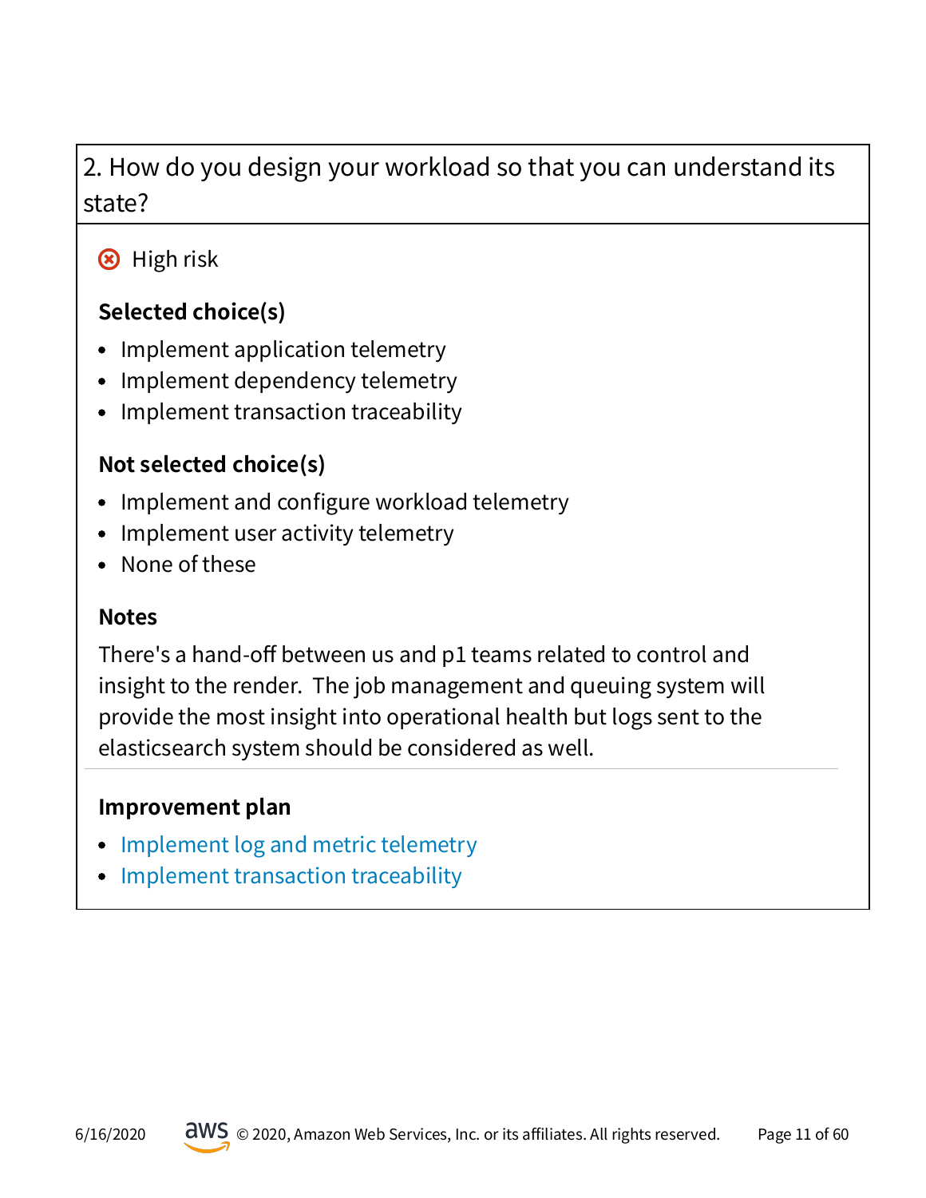## 2. How do you design your workload so that you can understand its state?

⊗ High risk

**Selected choice(s)**

- Implement application telemetry
- Implement dependency telemetry
- Implement transaction traceability

**Not selected choice(s)**

- Implement and configure workload telemetry
- Implement user activity telemetry
- None of these

**Notes**

There's a hand-off between us and p1 teams related to control and insight to the render. The job management and queuing system will provide the most insight into operational health but logs sent to the elasticsearch system should be considered as well.

**Improvement plan**

- Implement log and metric telemetry
- Implement transaction traceability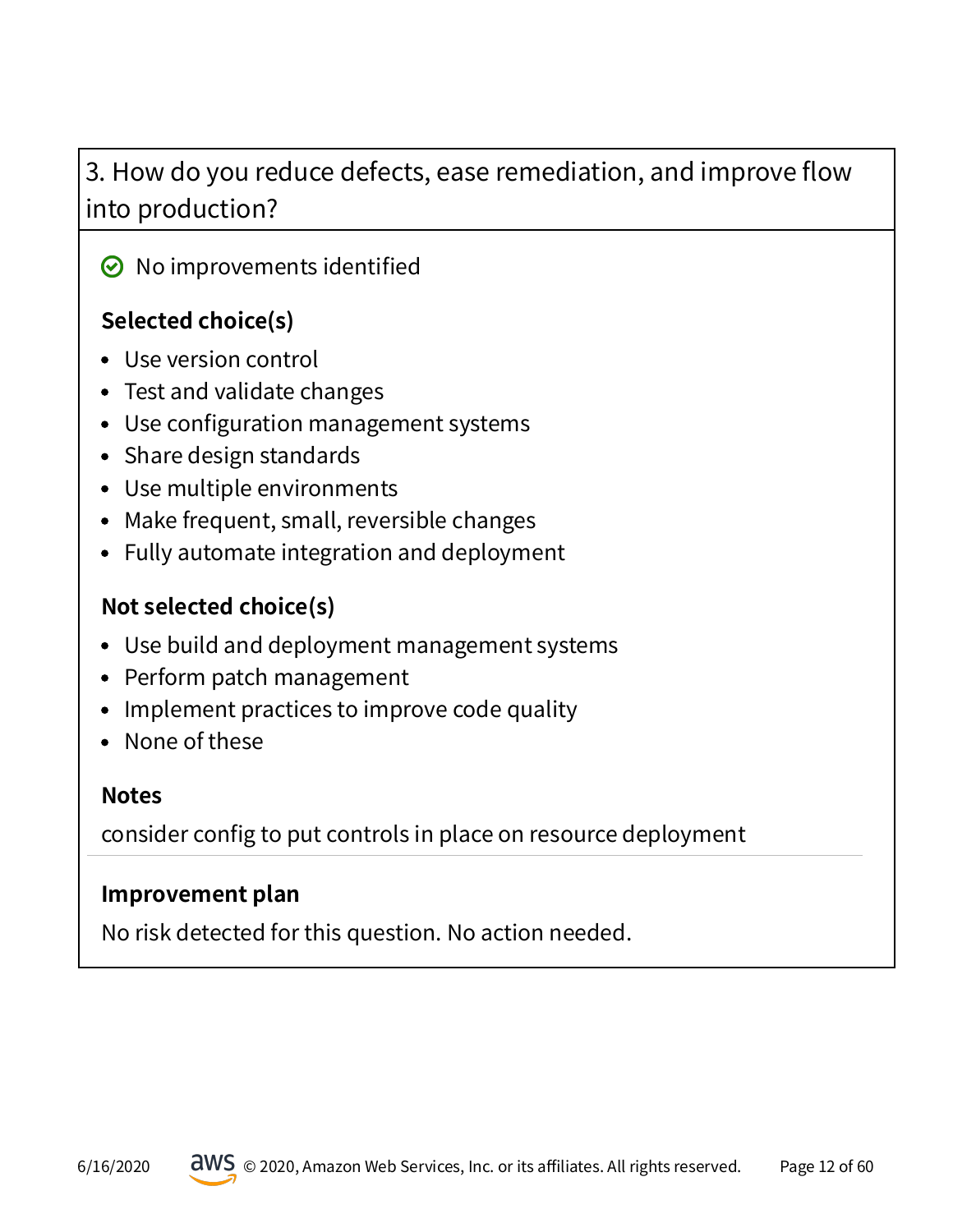## 3. How do you reduce defects, ease remediation, and improve flow into production?

✅ No improvements identified

**Selected choice(s)**

- Use version control
- Test and validate changes
- Use configuration management systems
- Share design standards
- Use multiple environments
- Make frequent, small, reversible changes
- Fully automate integration and deployment

**Not selected choice(s)**

- Use build and deployment management systems
- Perform patch management
- Implement practices to improve code quality
- None of these

**Notes**

consider config to put controls in place on resource deployment

**Improvement plan**

No risk detected for this question. No action needed.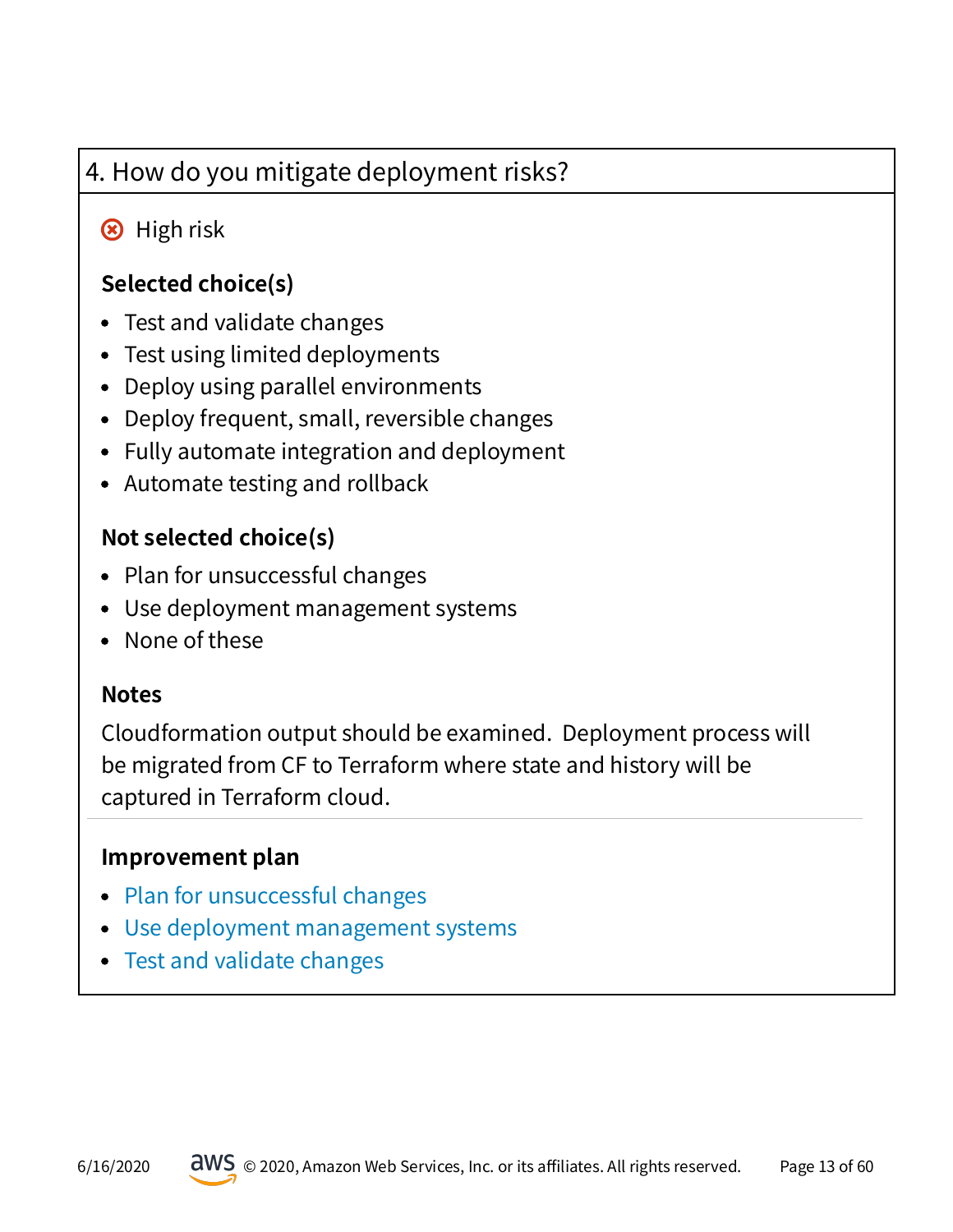## 4. How do you mitigate deployment risks?

High risk

**Selected choice(s)**

- Test and validate changes
- Test using limited deployments
- Deploy using parallel environments
- Deploy frequent, small, reversible changes
- Fully automate integration and deployment
- Automate testing and rollback

**Not selected choice(s)**

- Plan for unsuccessful changes
- Use deployment management systems
- None of these

**Notes**

Cloudformation output should be examined. Deployment process will be migrated from CF to Terraform where state and history will be captured in Terraform cloud.

---

**Improvement plan**

- Plan for unsuccessful changes
- Use deployment management systems
- Test and validate changes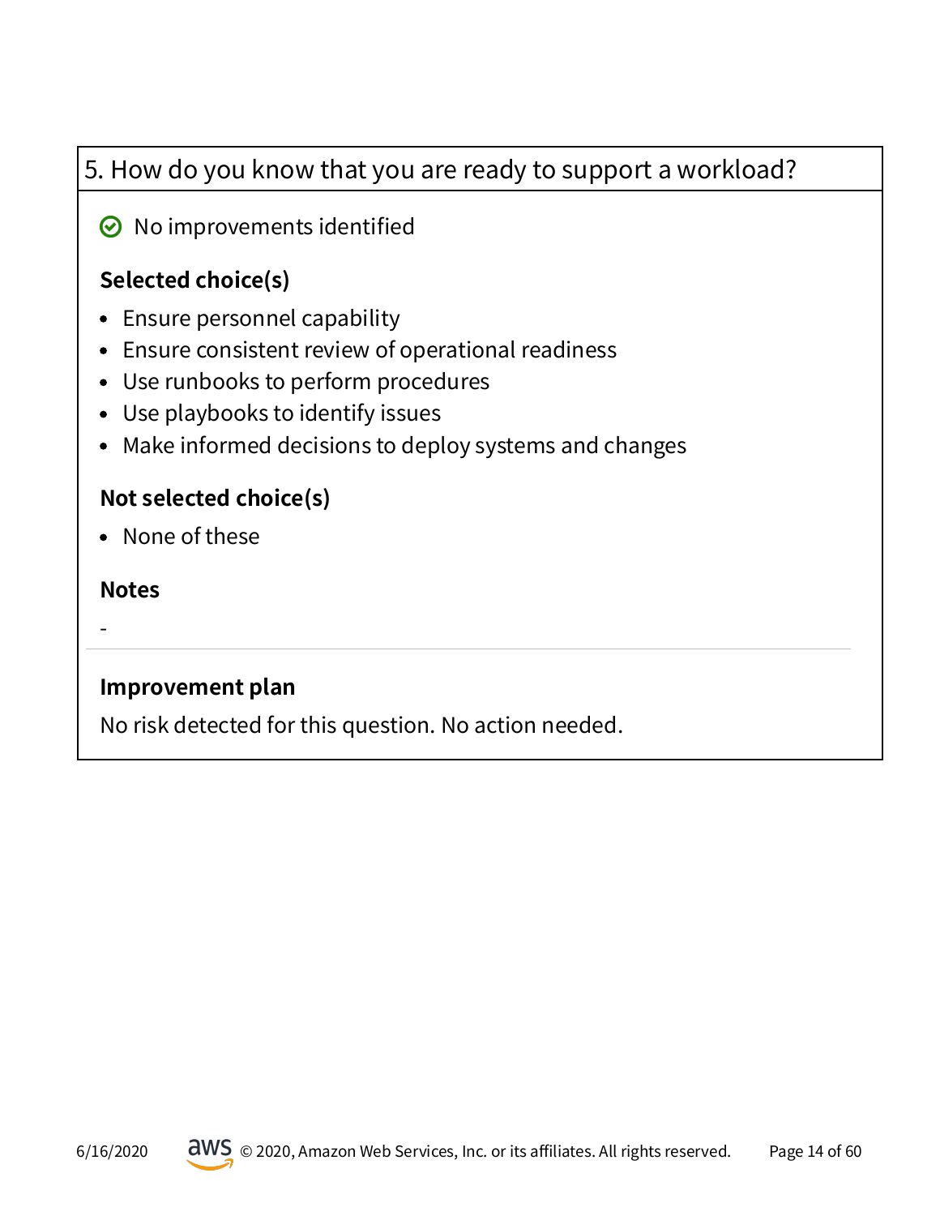## 5. How do you know that you are ready to support a workload?

✅ No improvements identified

### Selected choice(s)

- Ensure personnel capability
- Ensure consistent review of operational readiness
- Use runbooks to perform procedures
- Use playbooks to identify issues
- Make informed decisions to deploy systems and changes

### Not selected choice(s)

- None of these

### Notes

-

---

### Improvement plan

No risk detected for this question. No action needed.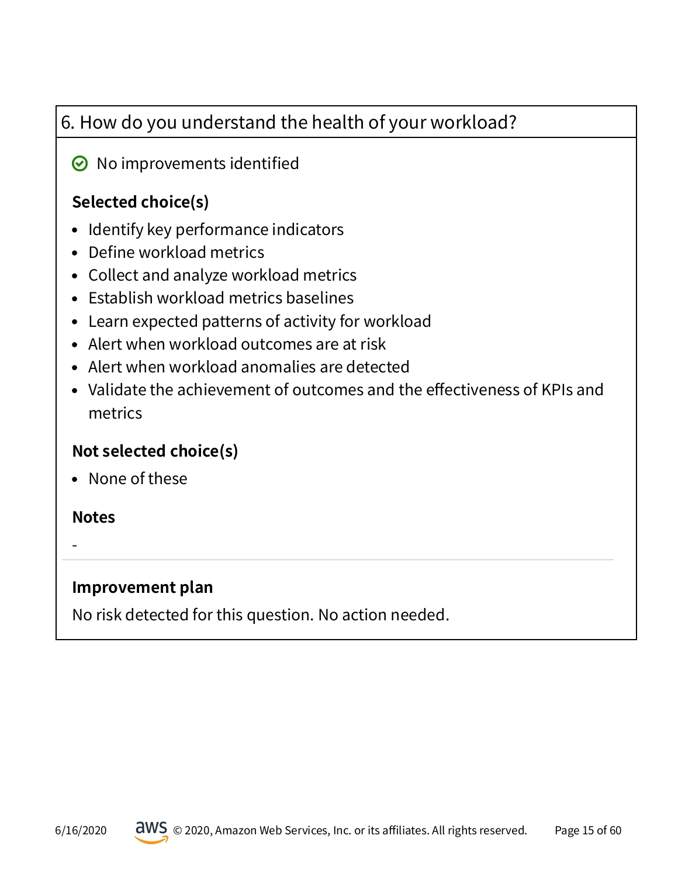## 6. How do you understand the health of your workload?

✅ No improvements identified

### Selected choice(s)

- Identify key performance indicators
- Define workload metrics
- Collect and analyze workload metrics
- Establish workload metrics baselines
- Learn expected patterns of activity for workload
- Alert when workload outcomes are at risk
- Alert when workload anomalies are detected
- Validate the achievement of outcomes and the effectiveness of KPIs and metrics

### Not selected choice(s)

- None of these

### Notes

-

---

### Improvement plan

No risk detected for this question. No action needed.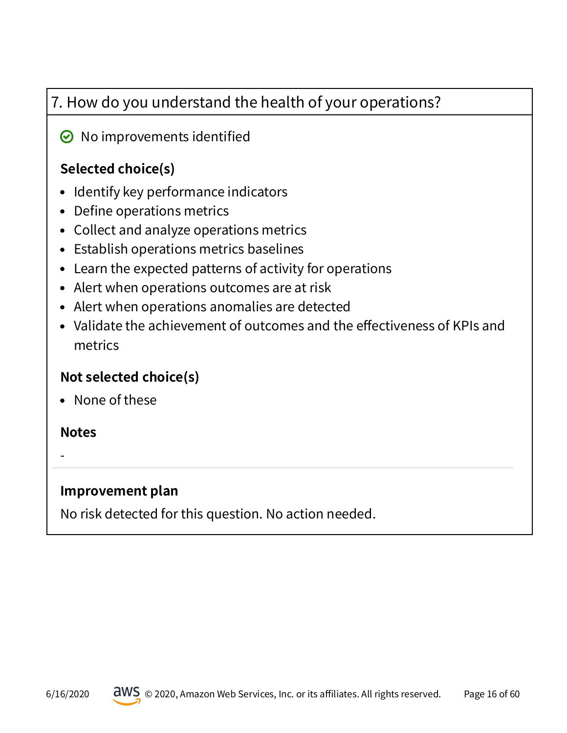## 7. How do you understand the health of your operations?

No improvements identified

**Selected choice(s)**

- Identify key performance indicators
- Define operations metrics
- Collect and analyze operations metrics
- Establish operations metrics baselines
- Learn the expected patterns of activity for operations
- Alert when operations outcomes are at risk
- Alert when operations anomalies are detected
- Validate the achievement of outcomes and the effectiveness of KPIs and metrics

**Not selected choice(s)**

- None of these

**Notes**

-

---

**Improvement plan**

No risk detected for this question. No action needed.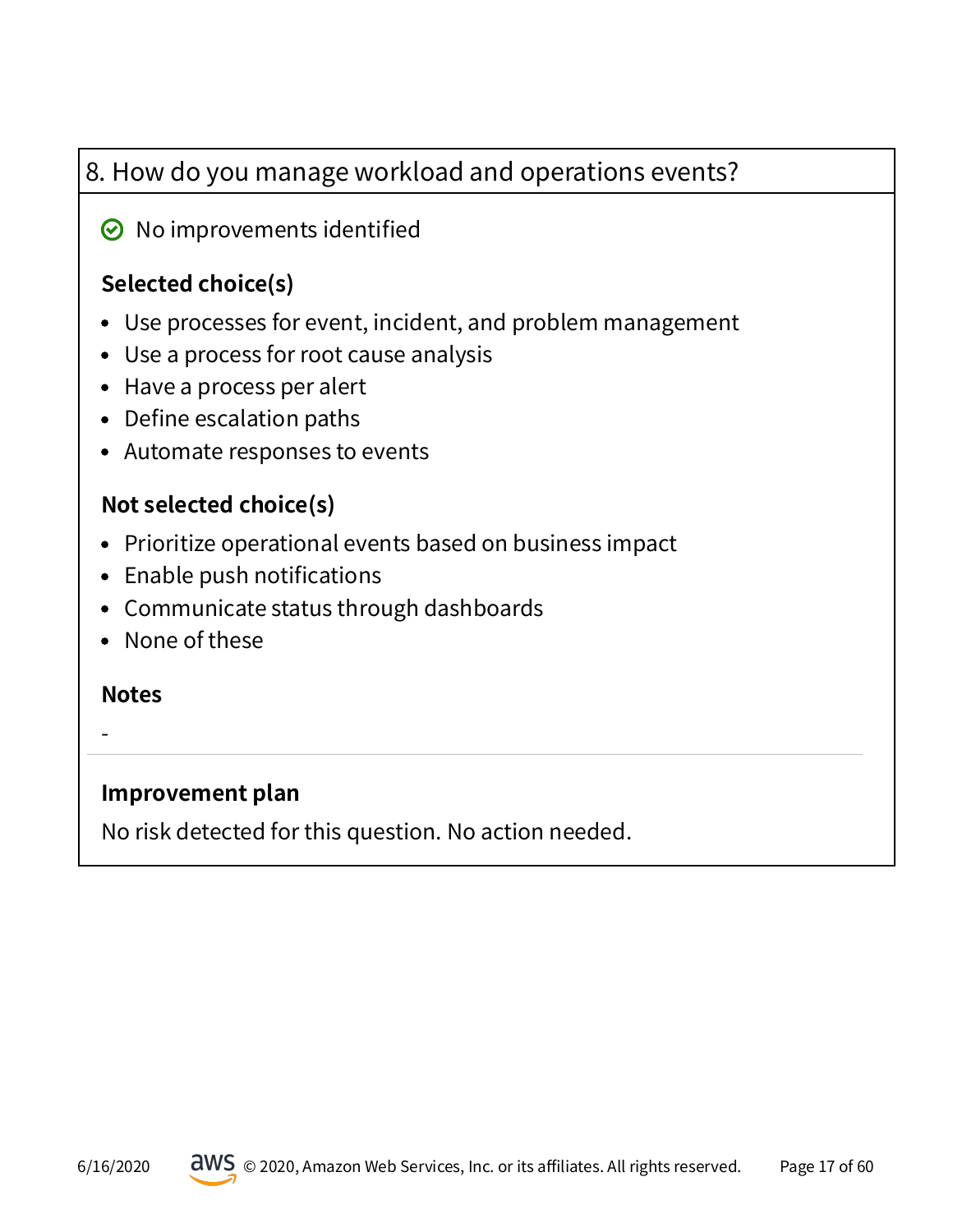## 8. How do you manage workload and operations events?

✅ No improvements identified

**Selected choice(s)**

- Use processes for event, incident, and problem management
- Use a process for root cause analysis
- Have a process per alert
- Define escalation paths
- Automate responses to events

**Not selected choice(s)**

- Prioritize operational events based on business impact
- Enable push notifications
- Communicate status through dashboards
- None of these

**Notes**

-

---

**Improvement plan**

No risk detected for this question. No action needed.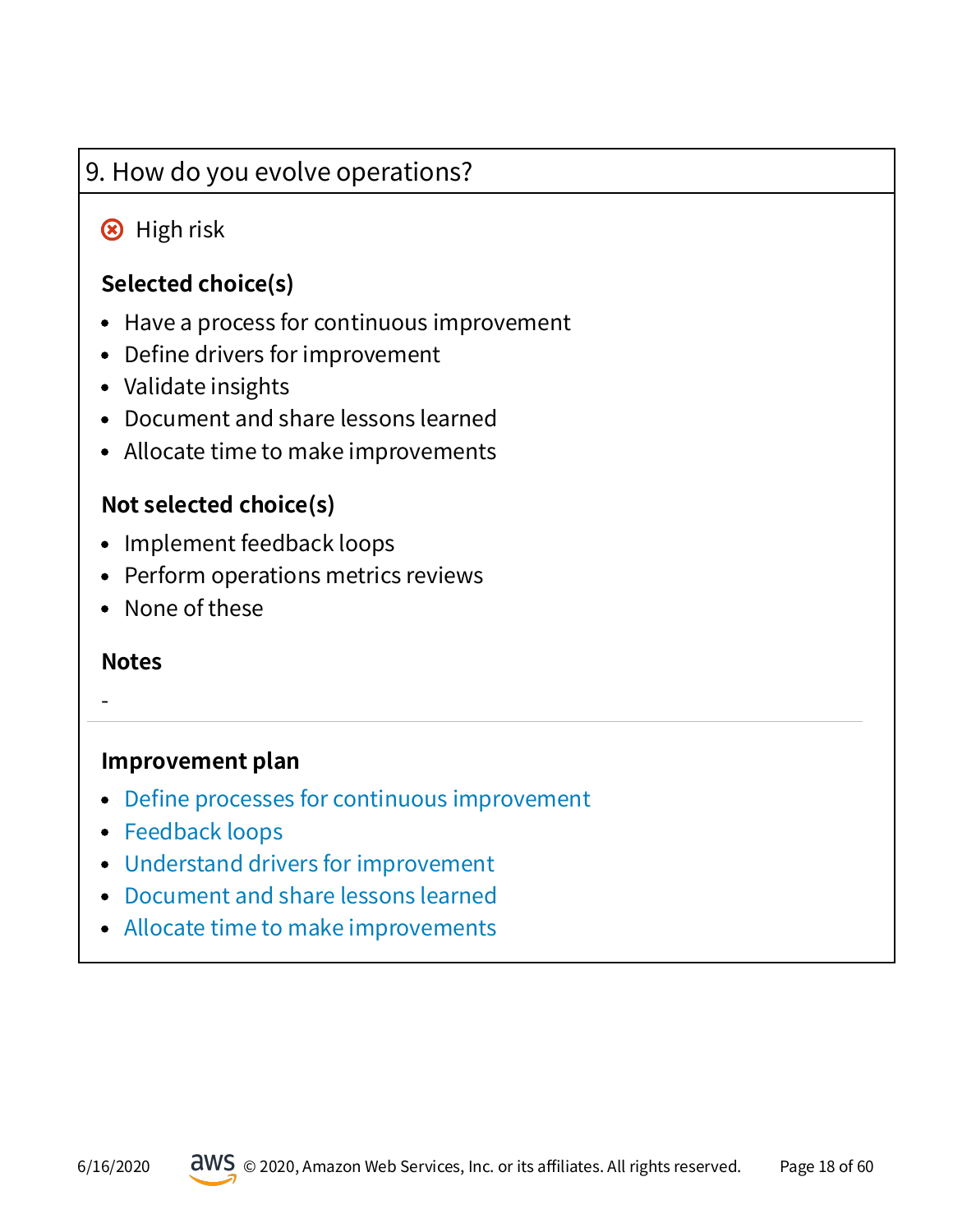## 9. How do you evolve operations?

High risk

**Selected choice(s)**

- Have a process for continuous improvement
- Define drivers for improvement
- Validate insights
- Document and share lessons learned
- Allocate time to make improvements

**Not selected choice(s)**

- Implement feedback loops
- Perform operations metrics reviews
- None of these

**Notes**

-

**Improvement plan**

- Define processes for continuous improvement
- Feedback loops
- Understand drivers for improvement
- Document and share lessons learned
- Allocate time to make improvements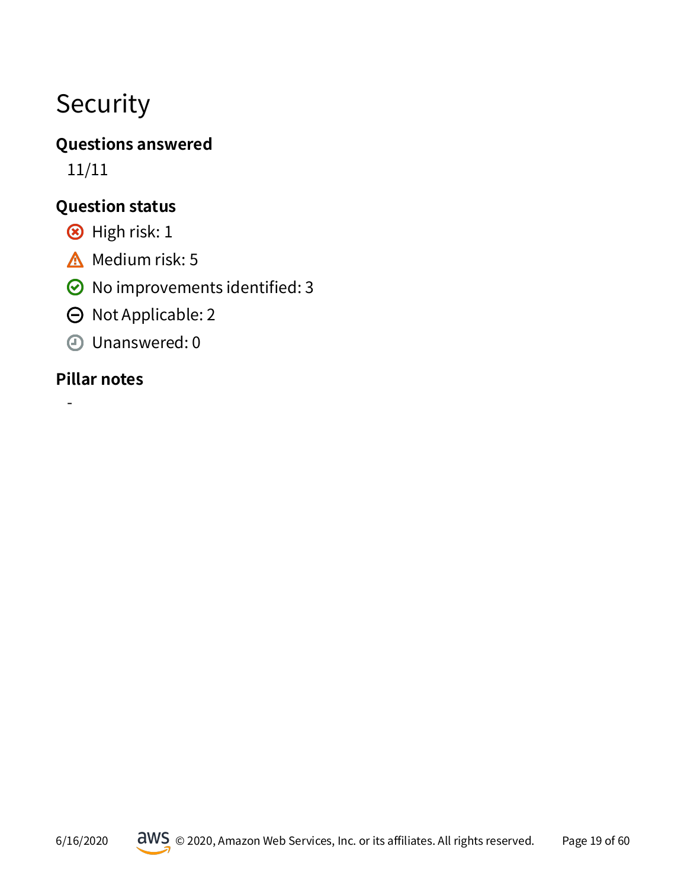# Security

### Questions answered

11/11

### Question status

- High risk: 1
- Medium risk: 5
- No improvements identified: 3
- Not Applicable: 2
- Unanswered: 0

### Pillar notes

-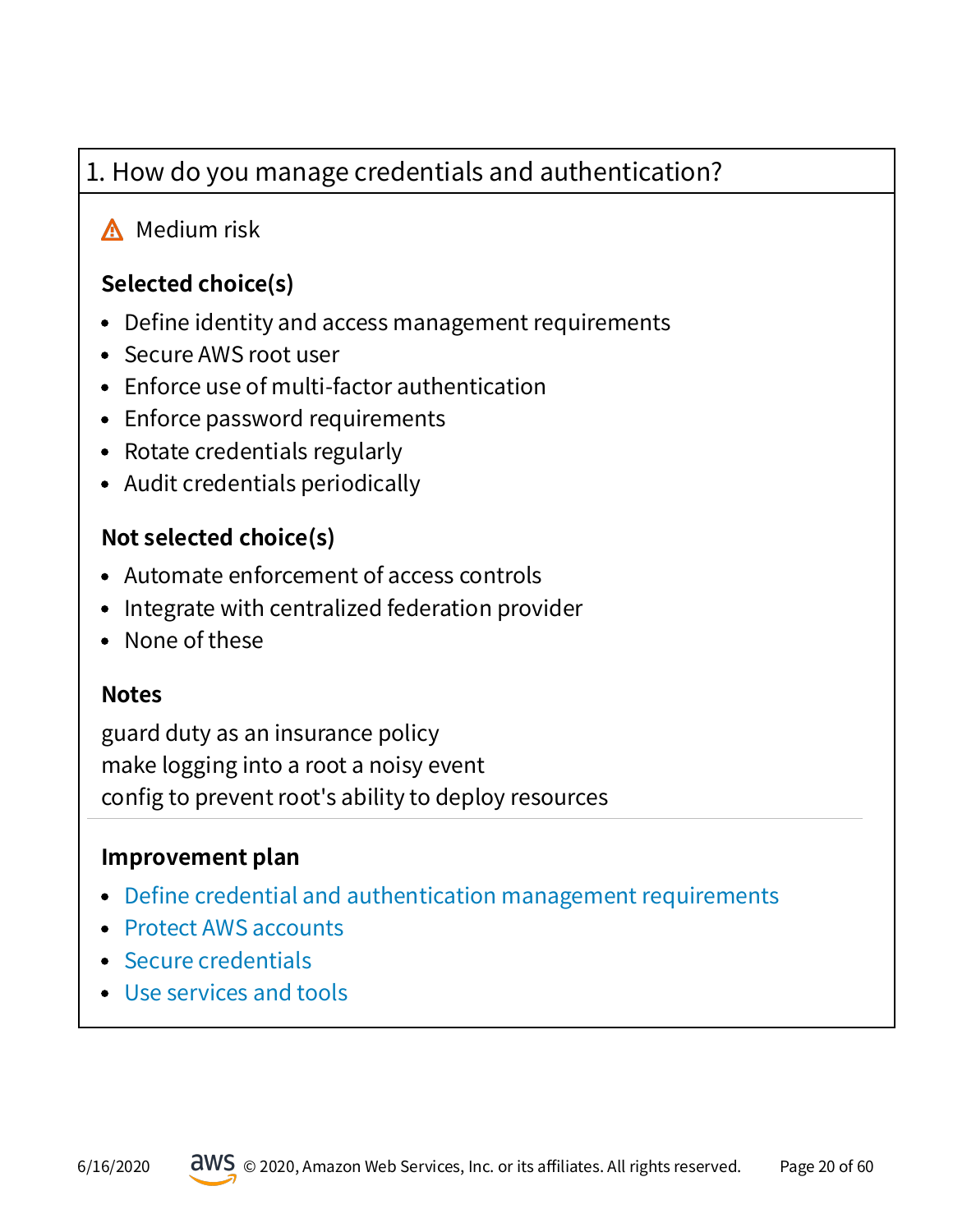## 1. How do you manage credentials and authentication?

⚠ Medium risk

**Selected choice(s)**

- Define identity and access management requirements
- Secure AWS root user
- Enforce use of multi-factor authentication
- Enforce password requirements
- Rotate credentials regularly
- Audit credentials periodically

**Not selected choice(s)**

- Automate enforcement of access controls
- Integrate with centralized federation provider
- None of these

**Notes**

guard duty as an insurance policy
make logging into a root a noisy event
config to prevent root's ability to deploy resources

---

**Improvement plan**

- Define credential and authentication management requirements
- Protect AWS accounts
- Secure credentials
- Use services and tools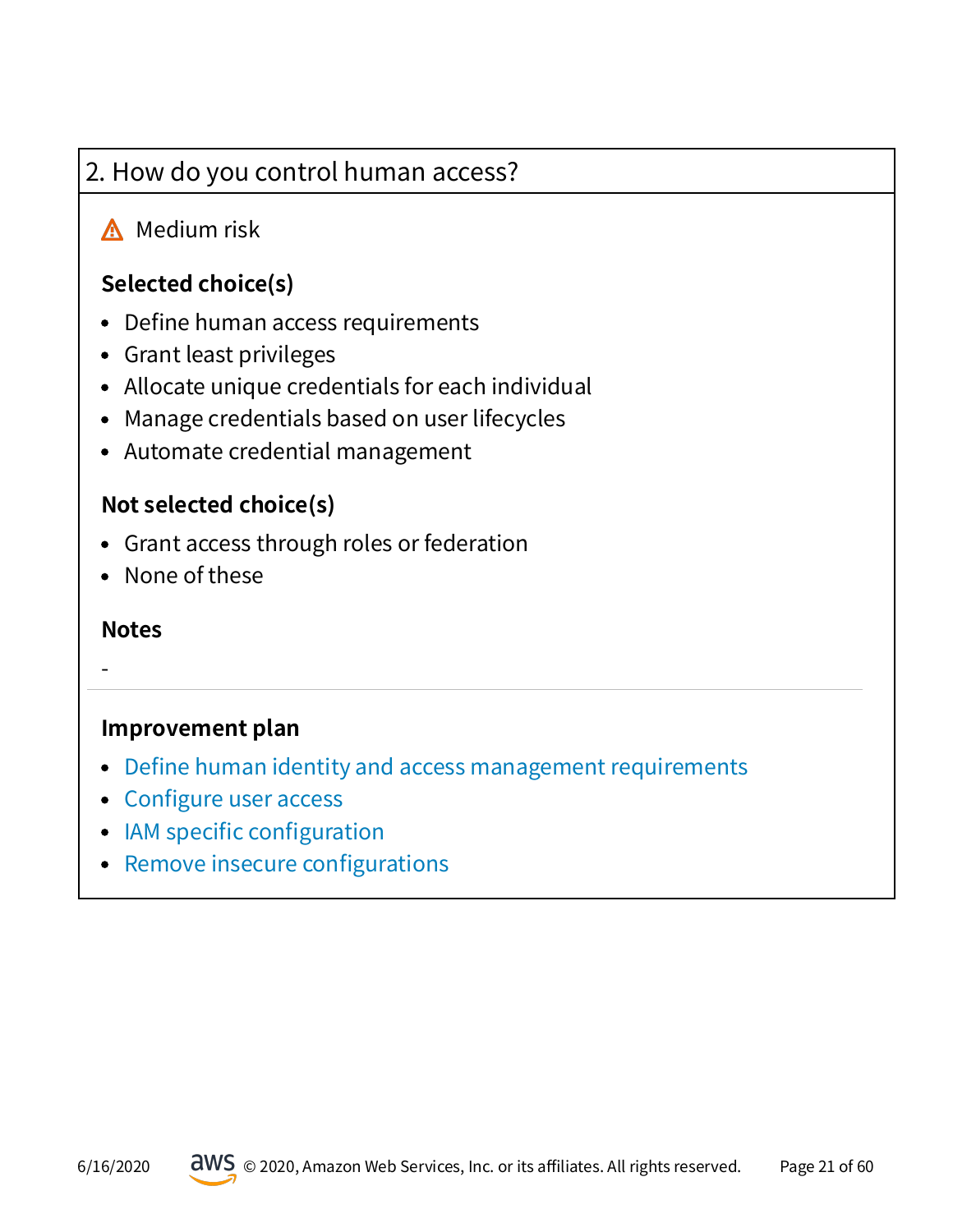## 2. How do you control human access?

⚠ Medium risk

### Selected choice(s)

- Define human access requirements
- Grant least privileges
- Allocate unique credentials for each individual
- Manage credentials based on user lifecycles
- Automate credential management

### Not selected choice(s)

- Grant access through roles or federation
- None of these

### Notes

-

---

### Improvement plan

- Define human identity and access management requirements
- Configure user access
- IAM specific configuration
- Remove insecure configurations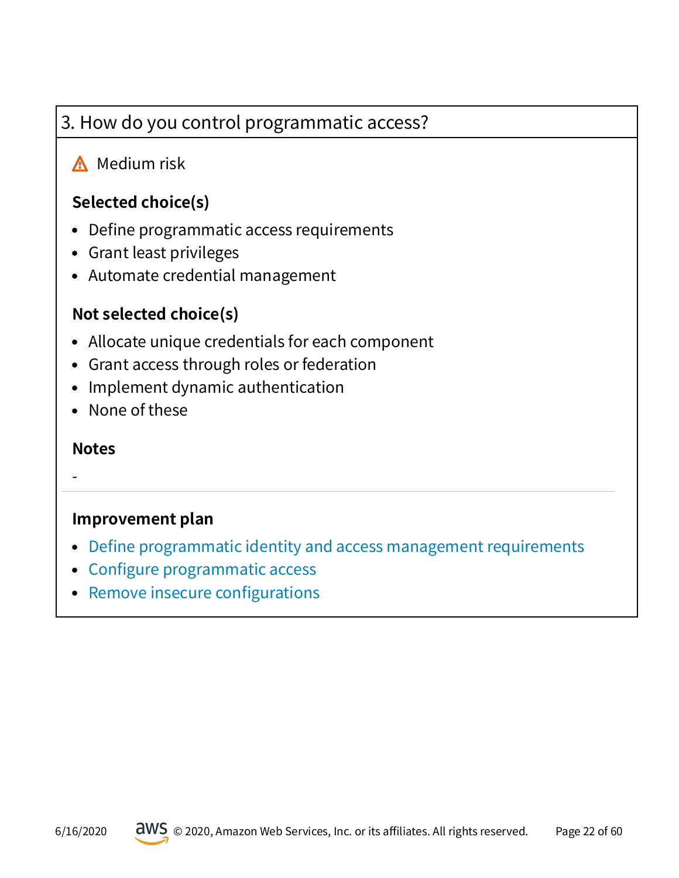## 3. How do you control programmatic access?

⚠ Medium risk

**Selected choice(s)**

- Define programmatic access requirements
- Grant least privileges
- Automate credential management

**Not selected choice(s)**

- Allocate unique credentials for each component
- Grant access through roles or federation
- Implement dynamic authentication
- None of these

**Notes**

-

---

**Improvement plan**

- Define programmatic identity and access management requirements
- Configure programmatic access
- Remove insecure configurations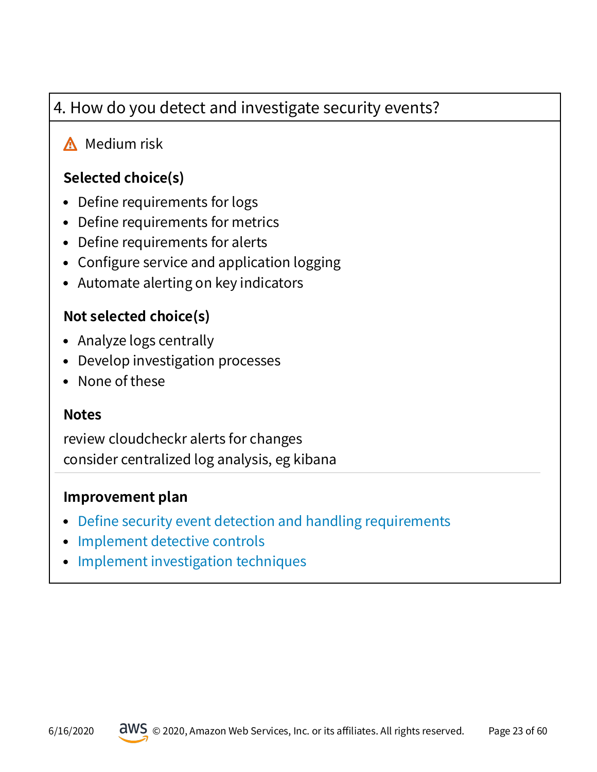## 4. How do you detect and investigate security events?

⚠ Medium risk

**Selected choice(s)**

- Define requirements for logs
- Define requirements for metrics
- Define requirements for alerts
- Configure service and application logging
- Automate alerting on key indicators

**Not selected choice(s)**

- Analyze logs centrally
- Develop investigation processes
- None of these

**Notes**

review cloudcheckr alerts for changes
consider centralized log analysis, eg kibana

**Improvement plan**

- Define security event detection and handling requirements
- Implement detective controls
- Implement investigation techniques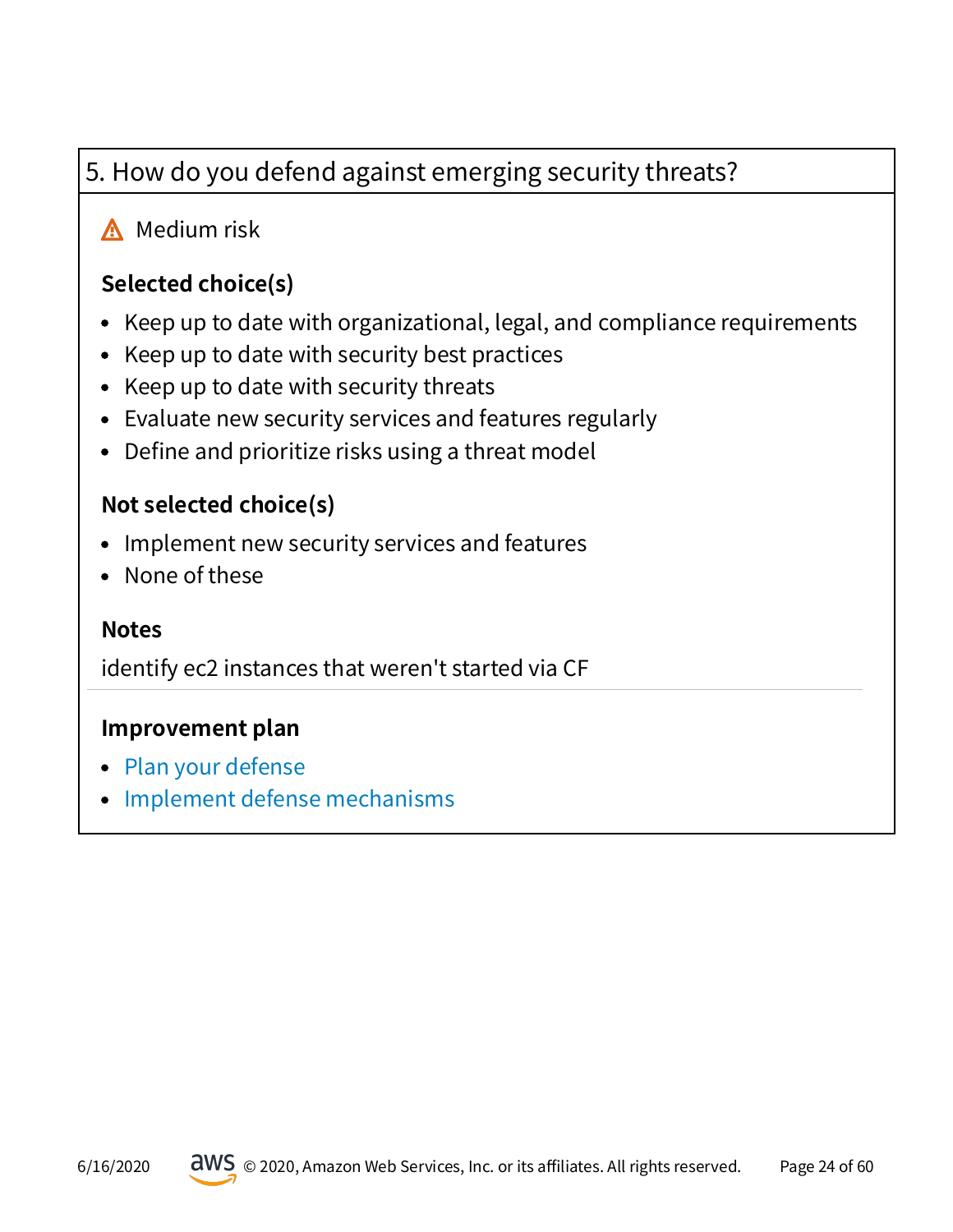## 5. How do you defend against emerging security threats?

⚠ Medium risk

**Selected choice(s)**

- Keep up to date with organizational, legal, and compliance requirements
- Keep up to date with security best practices
- Keep up to date with security threats
- Evaluate new security services and features regularly
- Define and prioritize risks using a threat model

**Not selected choice(s)**

- Implement new security services and features
- None of these

**Notes**

identify ec2 instances that weren't started via CF

**Improvement plan**

- Plan your defense
- Implement defense mechanisms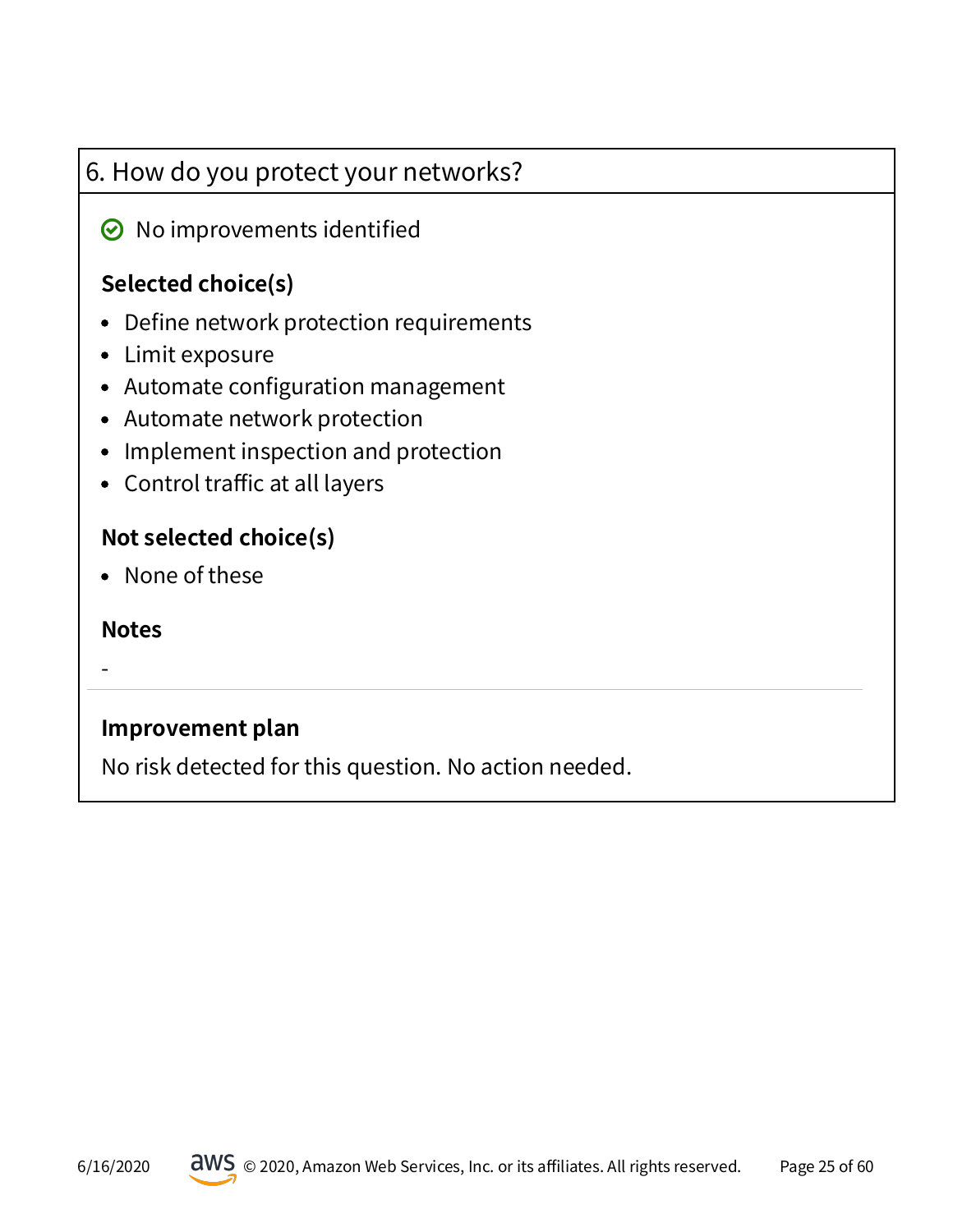## 6. How do you protect your networks?

No improvements identified

### Selected choice(s)

- Define network protection requirements
- Limit exposure
- Automate configuration management
- Automate network protection
- Implement inspection and protection
- Control traffic at all layers

### Not selected choice(s)

- None of these

### Notes

-

---

### Improvement plan

No risk detected for this question. No action needed.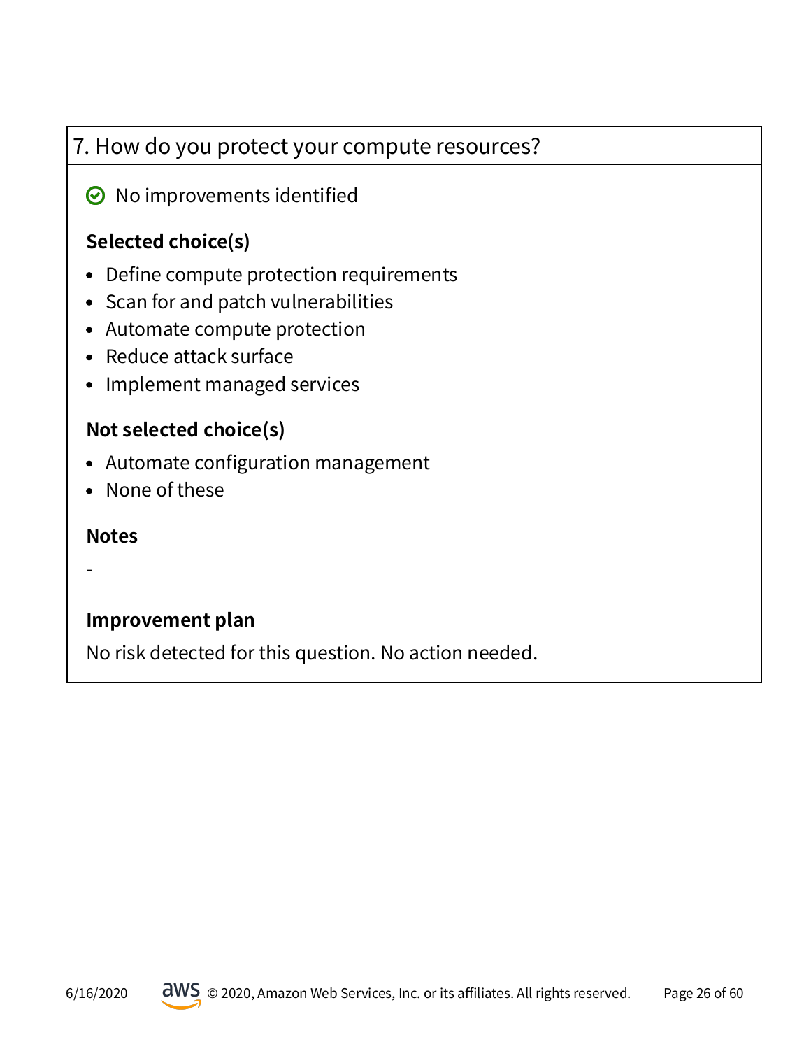## 7. How do you protect your compute resources?

✅ No improvements identified

### Selected choice(s)

- Define compute protection requirements
- Scan for and patch vulnerabilities
- Automate compute protection
- Reduce attack surface
- Implement managed services

### Not selected choice(s)

- Automate configuration management
- None of these

### Notes

-

### Improvement plan

No risk detected for this question. No action needed.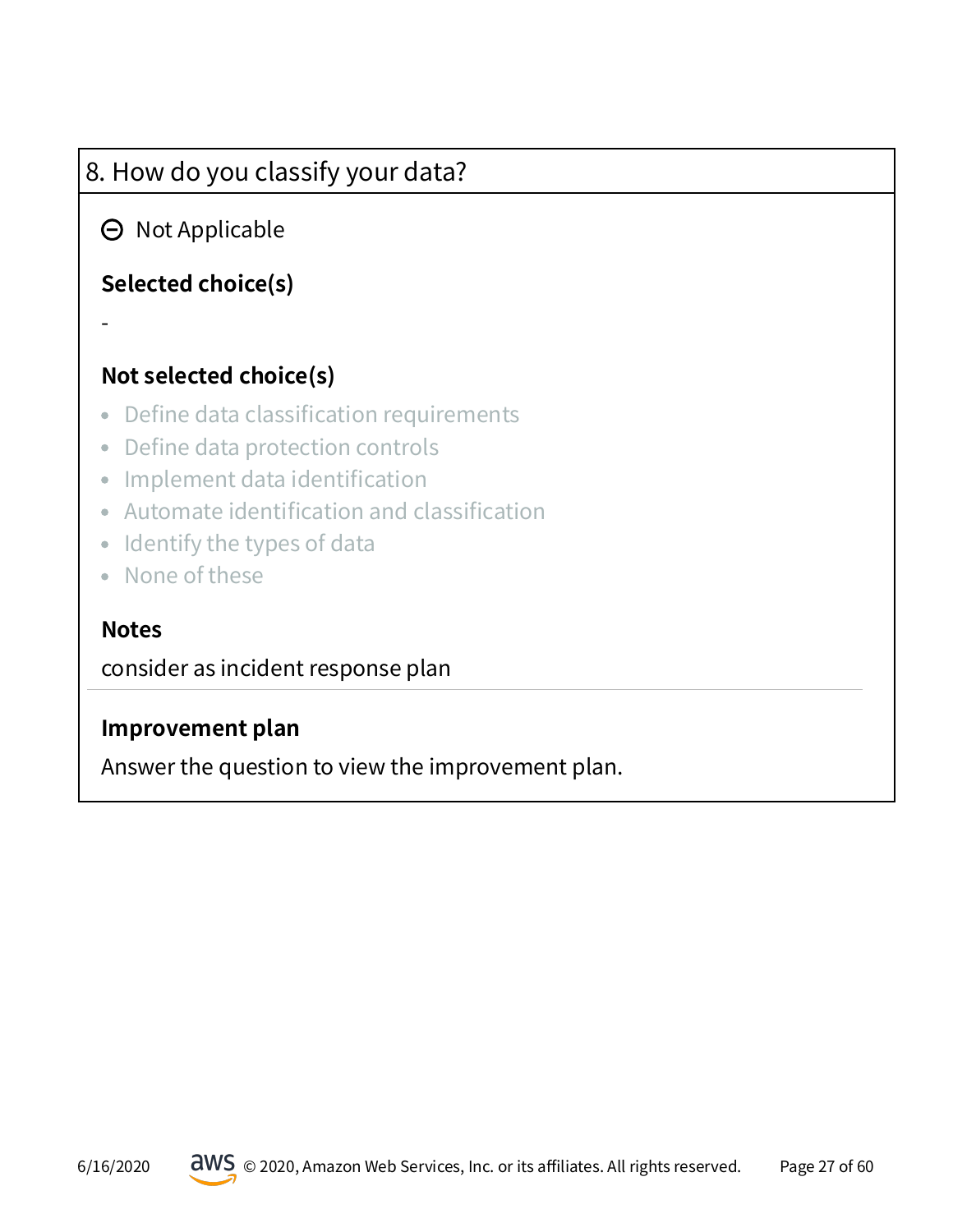## 8. How do you classify your data?

⊖ Not Applicable

**Selected choice(s)**

-

**Not selected choice(s)**

- Define data classification requirements
- Define data protection controls
- Implement data identification
- Automate identification and classification
- Identify the types of data
- None of these

**Notes**

consider as incident response plan

**Improvement plan**

Answer the question to view the improvement plan.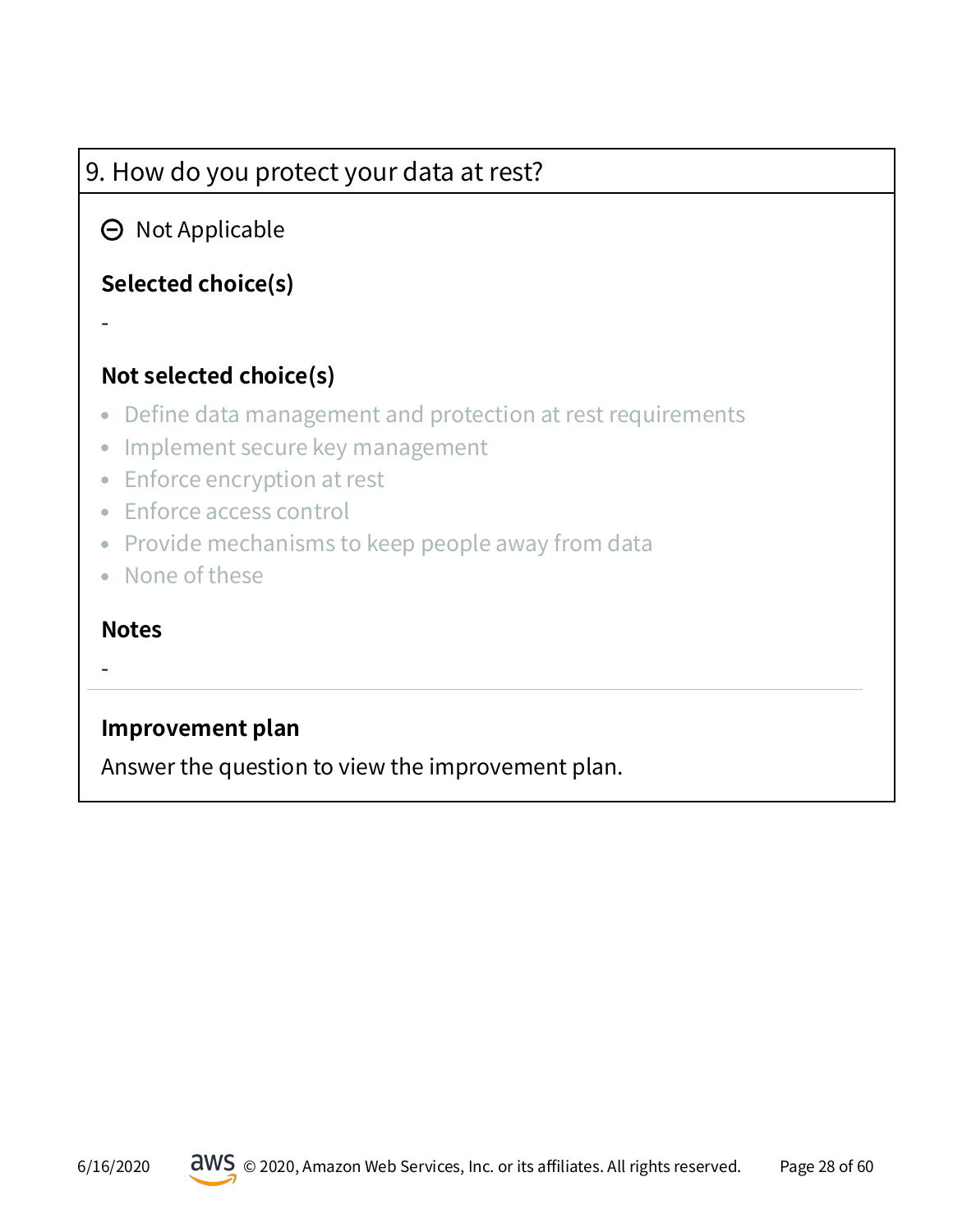## 9. How do you protect your data at rest?

⊖ Not Applicable

**Selected choice(s)**

-

**Not selected choice(s)**

- Define data management and protection at rest requirements
- Implement secure key management
- Enforce encryption at rest
- Enforce access control
- Provide mechanisms to keep people away from data
- None of these

**Notes**

-

**Improvement plan**

Answer the question to view the improvement plan.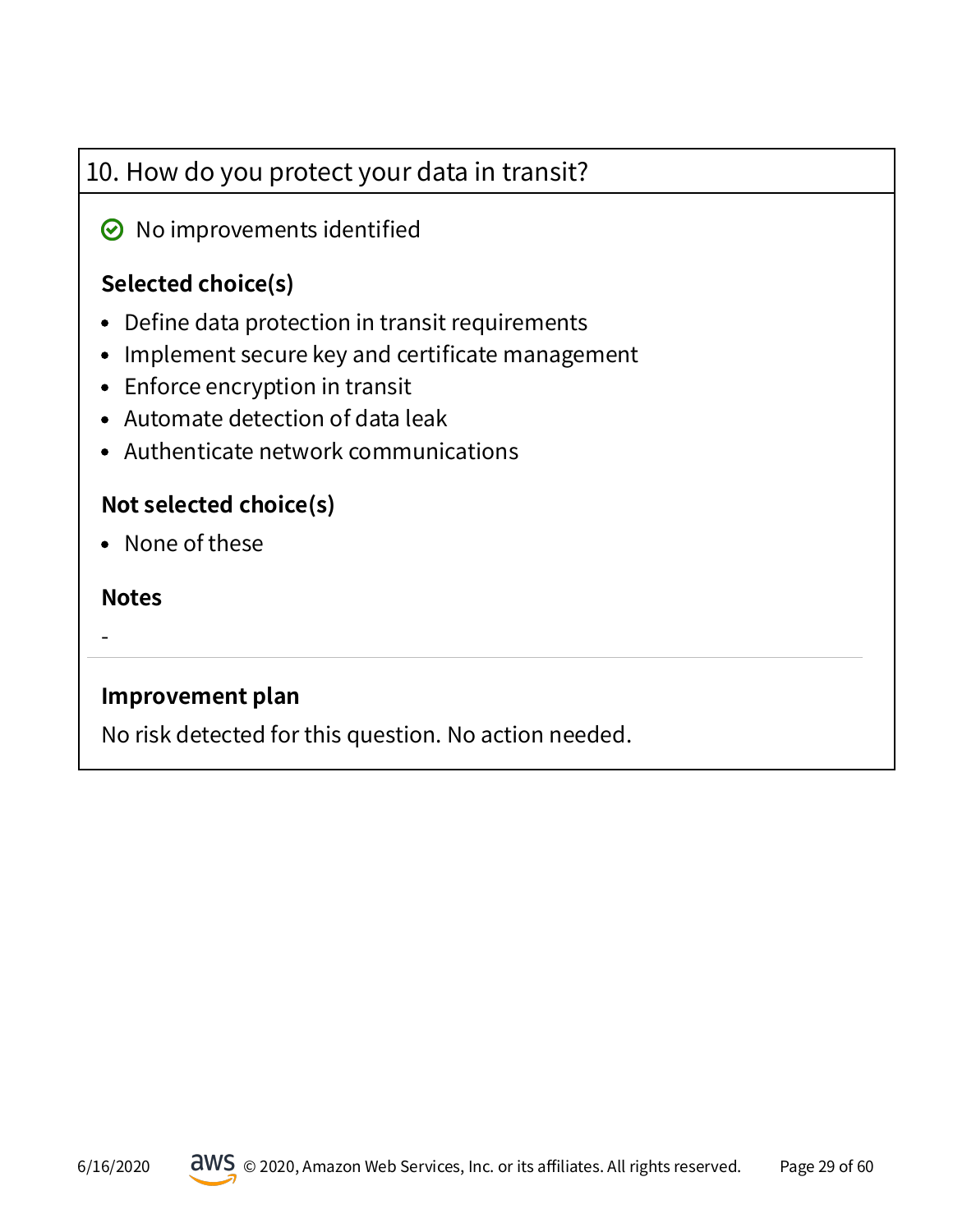## 10. How do you protect your data in transit?

No improvements identified

### Selected choice(s)

- Define data protection in transit requirements
- Implement secure key and certificate management
- Enforce encryption in transit
- Automate detection of data leak
- Authenticate network communications

### Not selected choice(s)

- None of these

### Notes

-

---

### Improvement plan

No risk detected for this question. No action needed.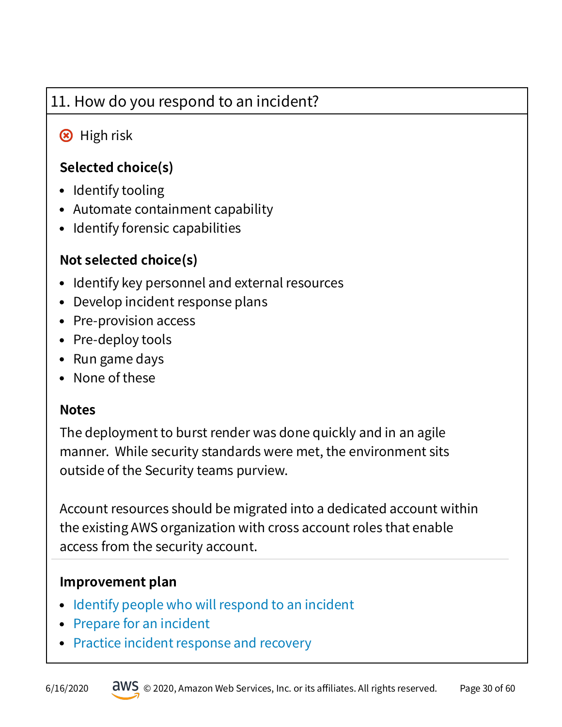## 11. How do you respond to an incident?

⊗ High risk

**Selected choice(s)**

- Identify tooling
- Automate containment capability
- Identify forensic capabilities

**Not selected choice(s)**

- Identify key personnel and external resources
- Develop incident response plans
- Pre-provision access
- Pre-deploy tools
- Run game days
- None of these

**Notes**

The deployment to burst render was done quickly and in an agile manner.  While security standards were met, the environment sits outside of the Security teams purview.

Account resources should be migrated into a dedicated account within the existing AWS organization with cross account roles that enable access from the security account.

---

**Improvement plan**

- Identify people who will respond to an incident
- Prepare for an incident
- Practice incident response and recovery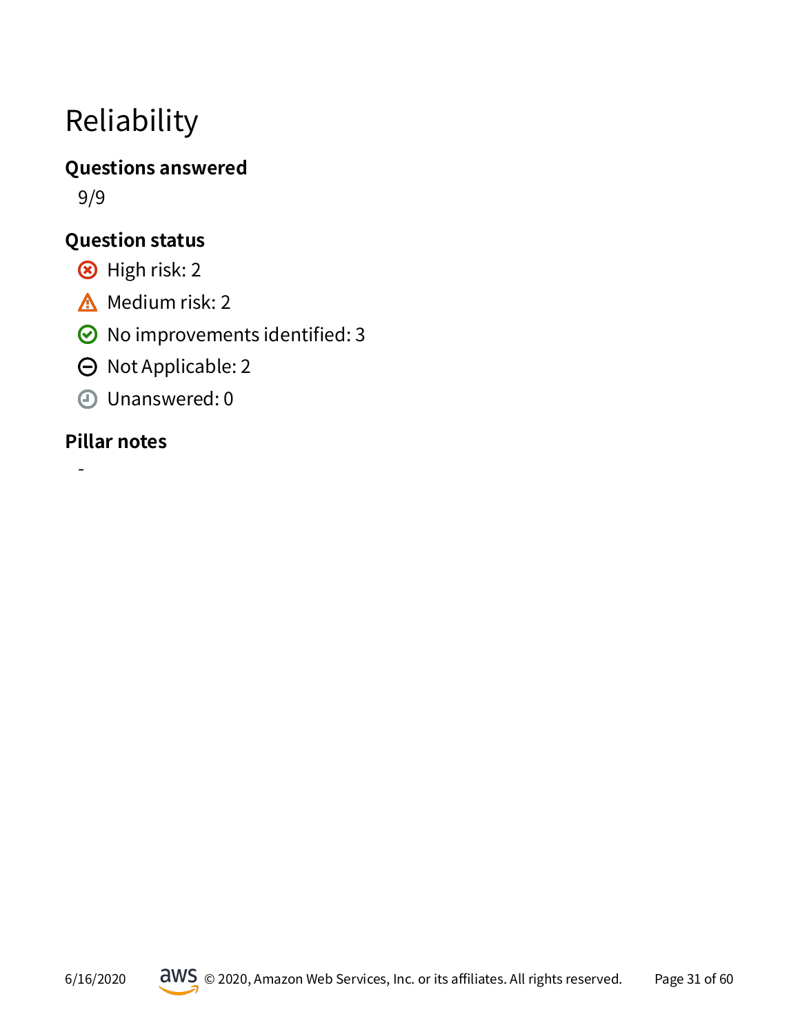# Reliability

## Questions answered

9/9

## Question status

- High risk: 2
- Medium risk: 2
- No improvements identified: 3
- Not Applicable: 2
- Unanswered: 0

## Pillar notes

-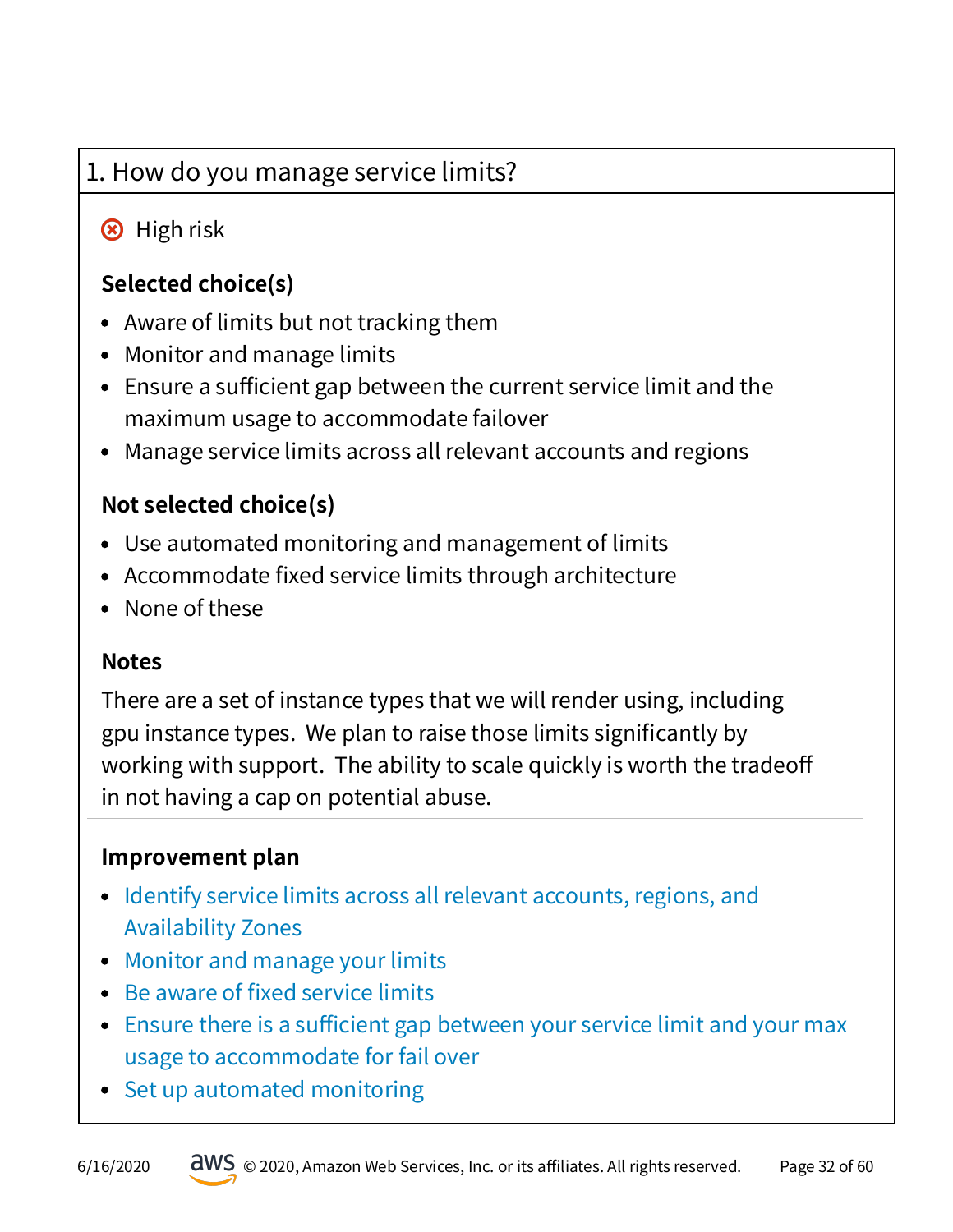## 1. How do you manage service limits?

High risk

### Selected choice(s)

- Aware of limits but not tracking them
- Monitor and manage limits
- Ensure a sufficient gap between the current service limit and the maximum usage to accommodate failover
- Manage service limits across all relevant accounts and regions

### Not selected choice(s)

- Use automated monitoring and management of limits
- Accommodate fixed service limits through architecture
- None of these

### Notes

There are a set of instance types that we will render using, including gpu instance types. We plan to raise those limits significantly by working with support. The ability to scale quickly is worth the tradeoff in not having a cap on potential abuse.

---

### Improvement plan

- Identify service limits across all relevant accounts, regions, and Availability Zones
- Monitor and manage your limits
- Be aware of fixed service limits
- Ensure there is a sufficient gap between your service limit and your max usage to accommodate for fail over
- Set up automated monitoring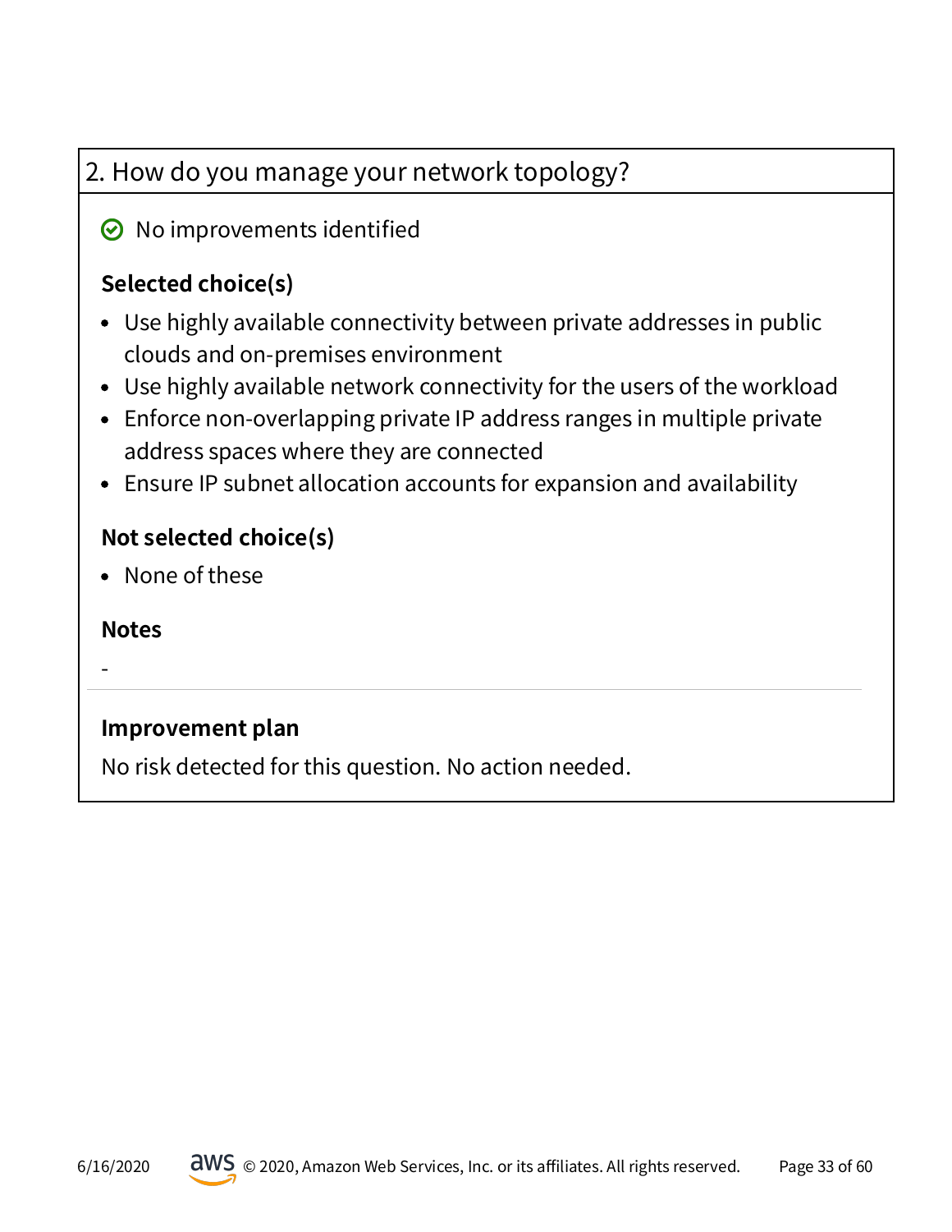## 2. How do you manage your network topology?

✅ No improvements identified

**Selected choice(s)**

- Use highly available connectivity between private addresses in public clouds and on-premises environment
- Use highly available network connectivity for the users of the workload
- Enforce non-overlapping private IP address ranges in multiple private address spaces where they are connected
- Ensure IP subnet allocation accounts for expansion and availability

**Not selected choice(s)**

- None of these

**Notes**

-

---

**Improvement plan**

No risk detected for this question. No action needed.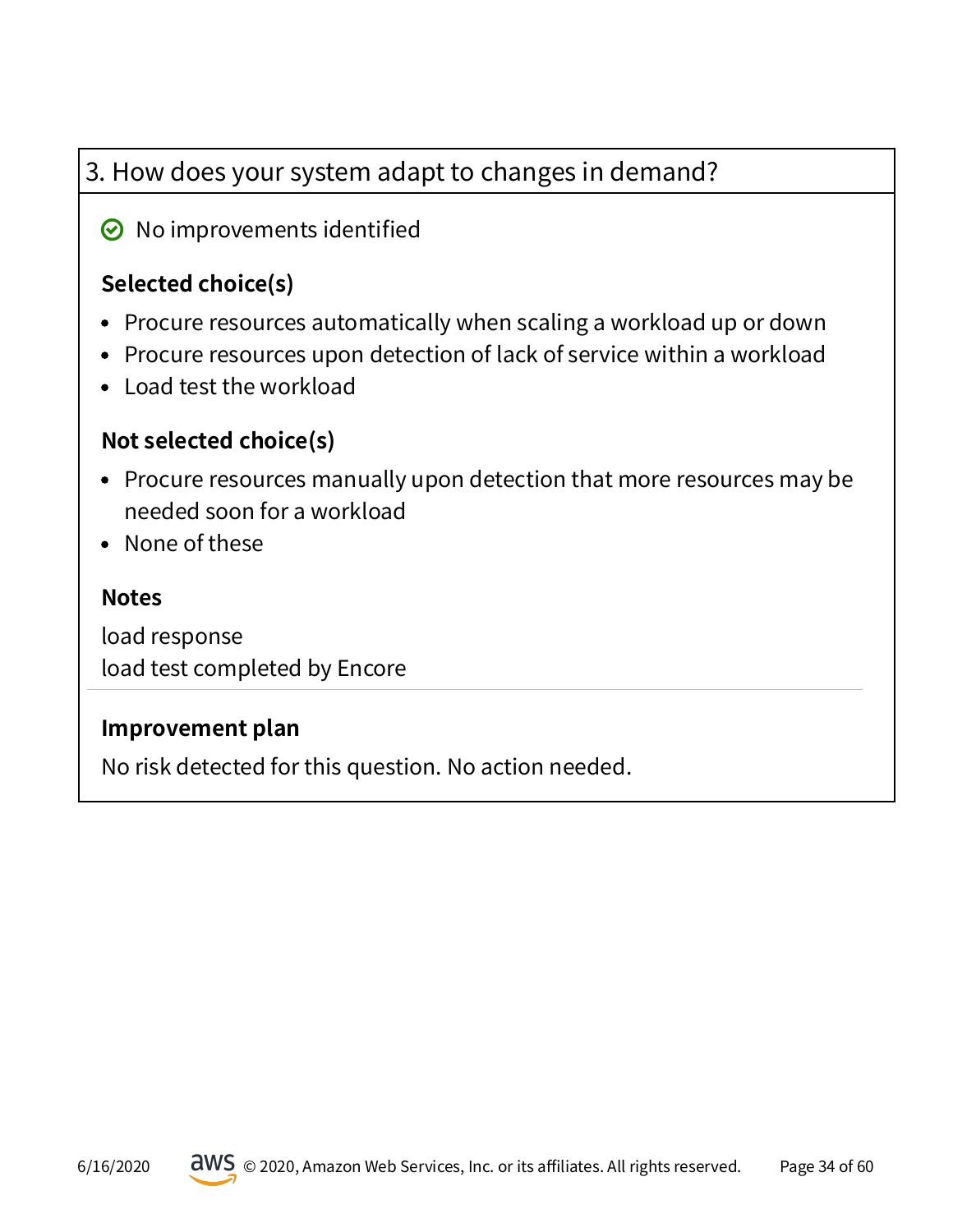## 3. How does your system adapt to changes in demand?

✅ No improvements identified

### Selected choice(s)

- Procure resources automatically when scaling a workload up or down
- Procure resources upon detection of lack of service within a workload
- Load test the workload

### Not selected choice(s)

- Procure resources manually upon detection that more resources may be needed soon for a workload
- None of these

### Notes

load response
load test completed by Encore

### Improvement plan

No risk detected for this question. No action needed.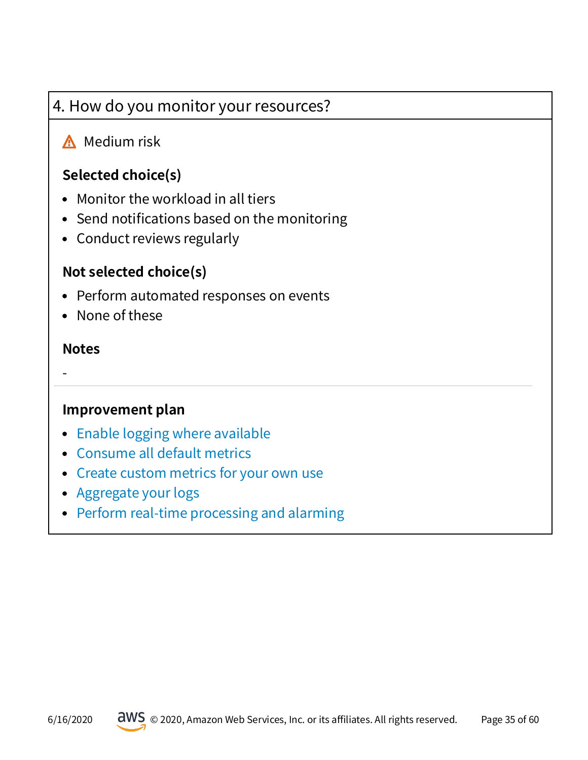## 4. How do you monitor your resources?

⚠ Medium risk

**Selected choice(s)**

- Monitor the workload in all tiers
- Send notifications based on the monitoring
- Conduct reviews regularly

**Not selected choice(s)**

- Perform automated responses on events
- None of these

**Notes**

-

---

**Improvement plan**

- Enable logging where available
- Consume all default metrics
- Create custom metrics for your own use
- Aggregate your logs
- Perform real-time processing and alarming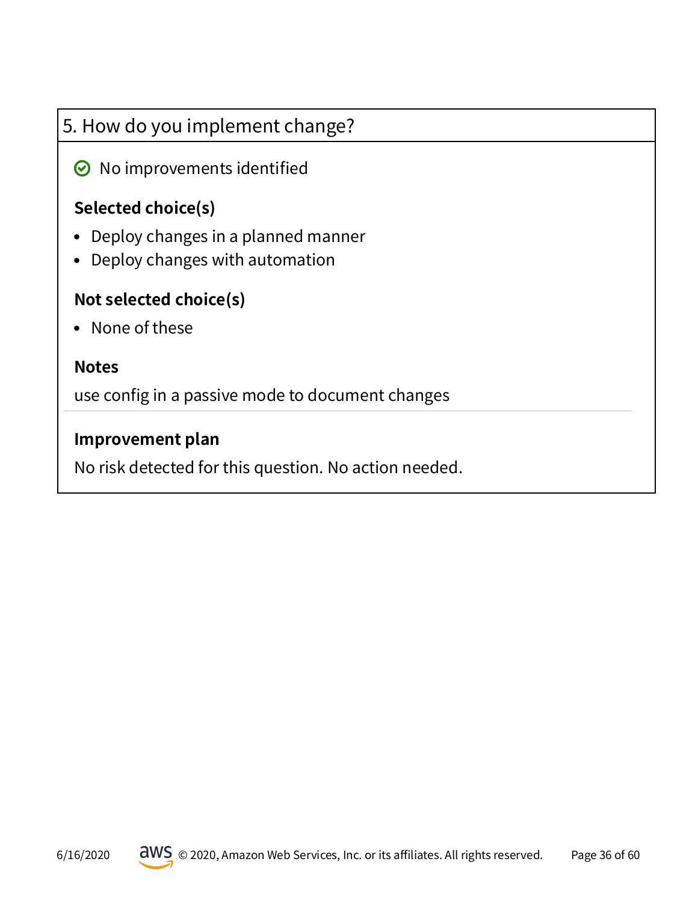## 5. How do you implement change?

✅ No improvements identified

### Selected choice(s)

- Deploy changes in a planned manner
- Deploy changes with automation

### Not selected choice(s)

- None of these

### Notes

use config in a passive mode to document changes

---

### Improvement plan

No risk detected for this question. No action needed.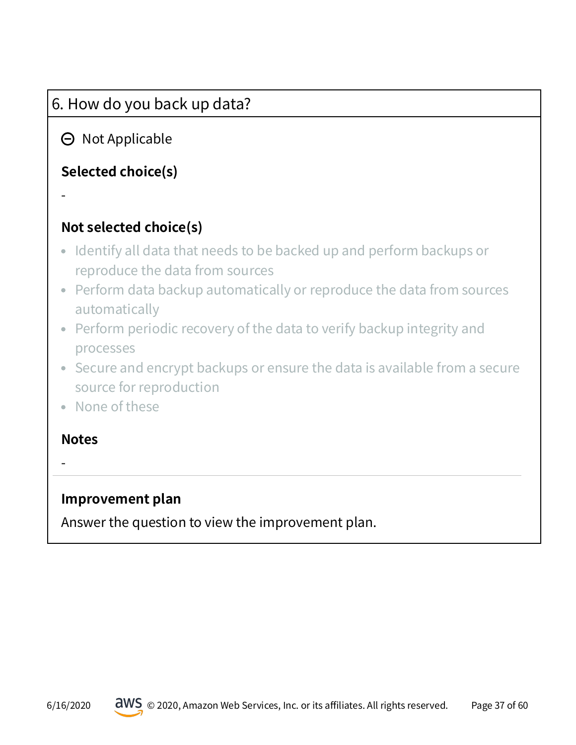## 6. How do you back up data?

⊖ Not Applicable

**Selected choice(s)**

-

**Not selected choice(s)**

- Identify all data that needs to be backed up and perform backups or reproduce the data from sources
- Perform data backup automatically or reproduce the data from sources automatically
- Perform periodic recovery of the data to verify backup integrity and processes
- Secure and encrypt backups or ensure the data is available from a secure source for reproduction
- None of these

**Notes**

-

---

**Improvement plan**

Answer the question to view the improvement plan.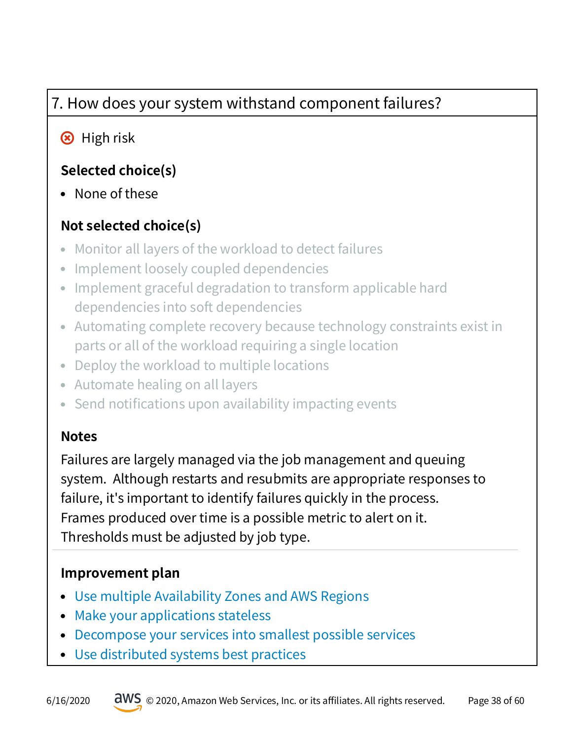## 7. How does your system withstand component failures?

High risk

### Selected choice(s)

- None of these

### Not selected choice(s)

- Monitor all layers of the workload to detect failures
- Implement loosely coupled dependencies
- Implement graceful degradation to transform applicable hard dependencies into soft dependencies
- Automating complete recovery because technology constraints exist in parts or all of the workload requiring a single location
- Deploy the workload to multiple locations
- Automate healing on all layers
- Send notifications upon availability impacting events

### Notes

Failures are largely managed via the job management and queuing system. Although restarts and resubmits are appropriate responses to failure, it's important to identify failures quickly in the process. Frames produced over time is a possible metric to alert on it. Thresholds must be adjusted by job type.

### Improvement plan

- Use multiple Availability Zones and AWS Regions
- Make your applications stateless
- Decompose your services into smallest possible services
- Use distributed systems best practices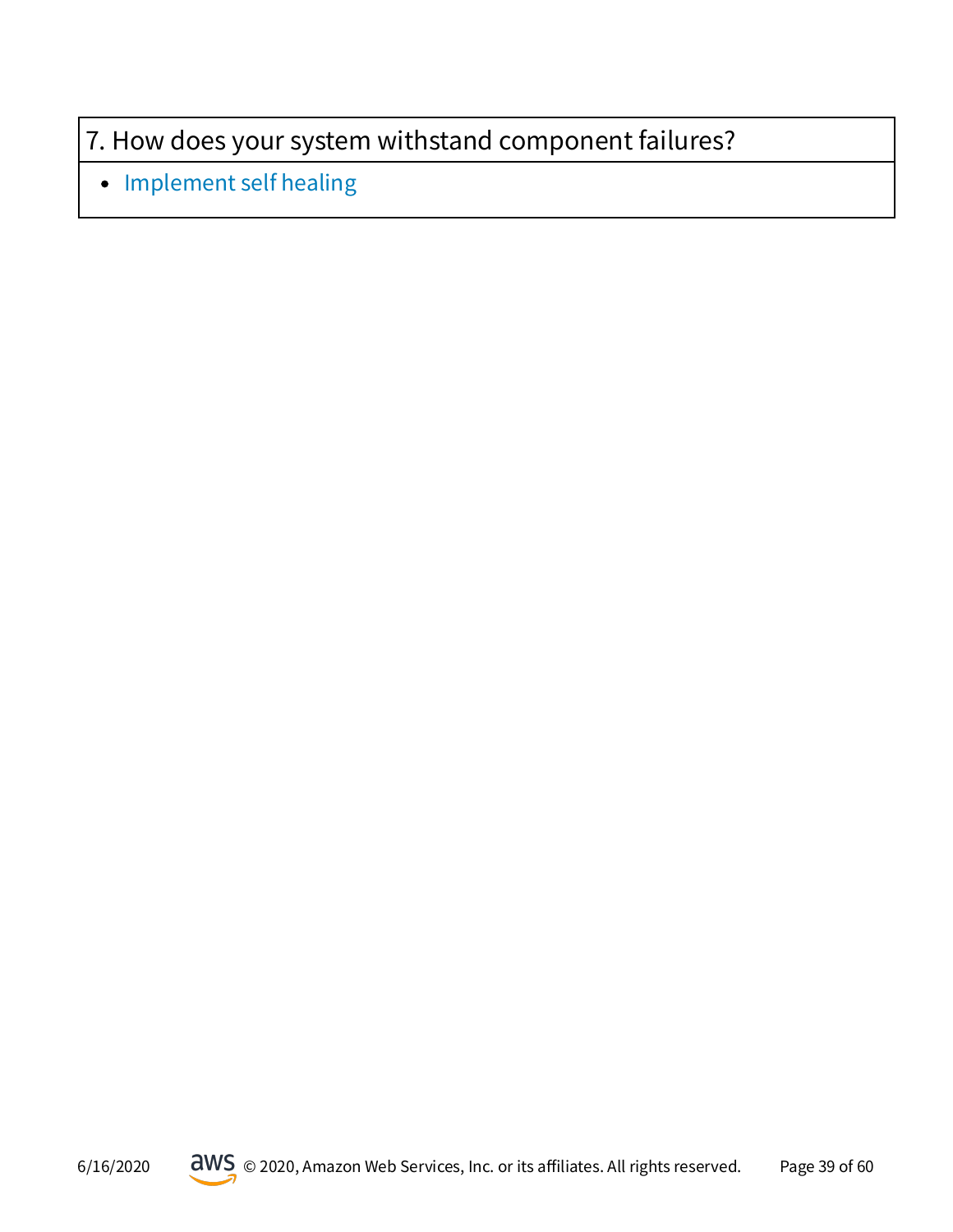| 7. How does your system withstand component failures? |
| --- |
| • Implement self healing |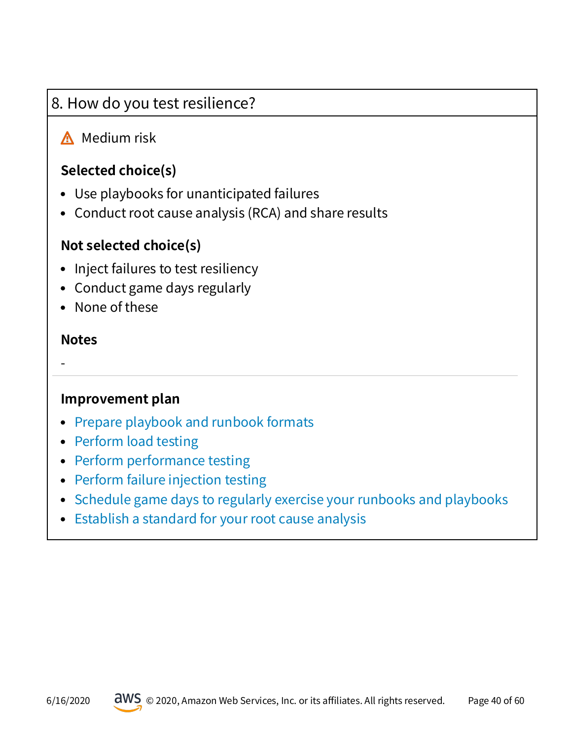## 8. How do you test resilience?

⚠ Medium risk

### Selected choice(s)

- Use playbooks for unanticipated failures
- Conduct root cause analysis (RCA) and share results

### Not selected choice(s)

- Inject failures to test resiliency
- Conduct game days regularly
- None of these

### Notes

-

---

### Improvement plan

- Prepare playbook and runbook formats
- Perform load testing
- Perform performance testing
- Perform failure injection testing
- Schedule game days to regularly exercise your runbooks and playbooks
- Establish a standard for your root cause analysis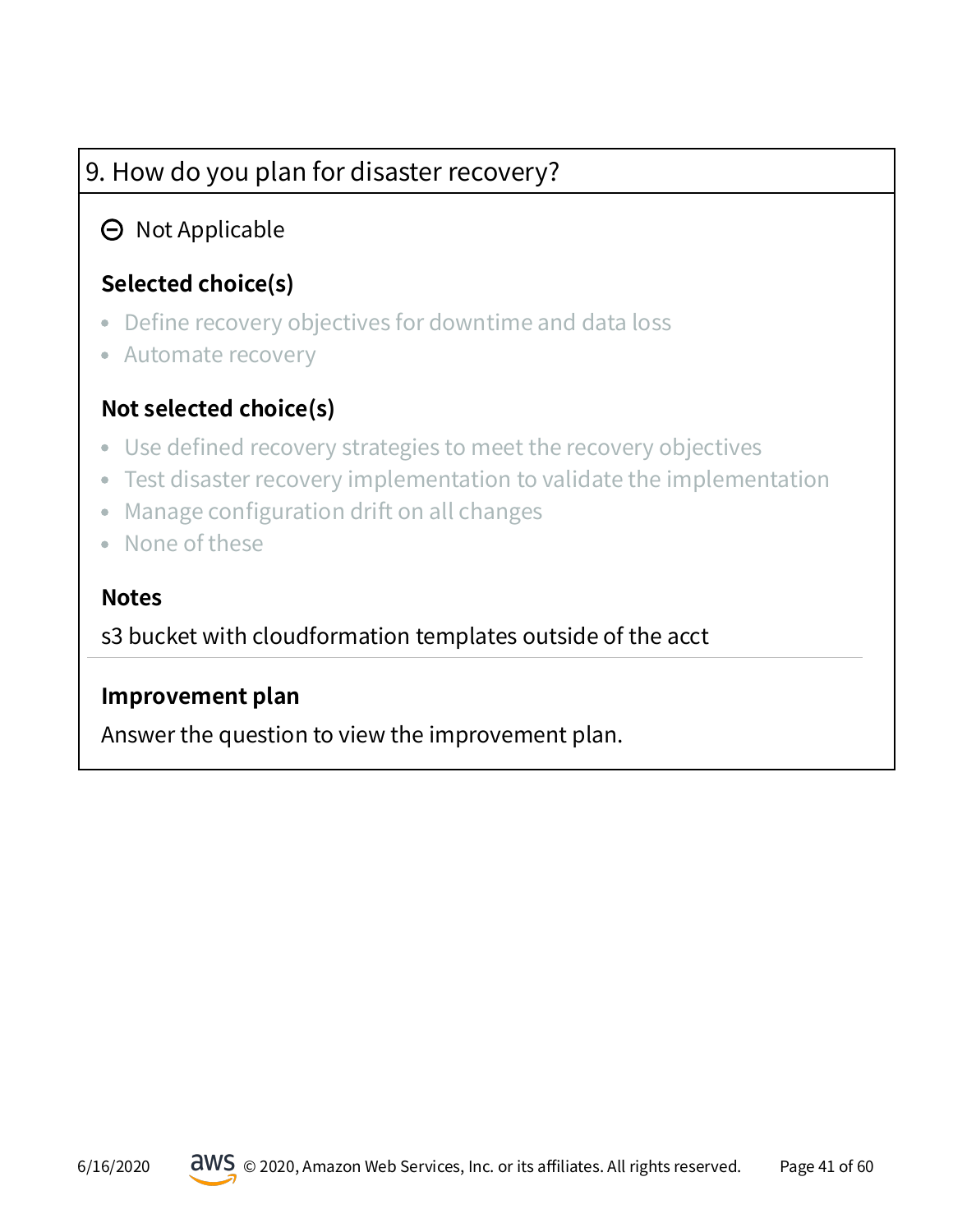## 9. How do you plan for disaster recovery?

⊖ Not Applicable

**Selected choice(s)**

- Define recovery objectives for downtime and data loss
- Automate recovery

**Not selected choice(s)**

- Use defined recovery strategies to meet the recovery objectives
- Test disaster recovery implementation to validate the implementation
- Manage configuration drift on all changes
- None of these

**Notes**

s3 bucket with cloudformation templates outside of the acct

**Improvement plan**

Answer the question to view the improvement plan.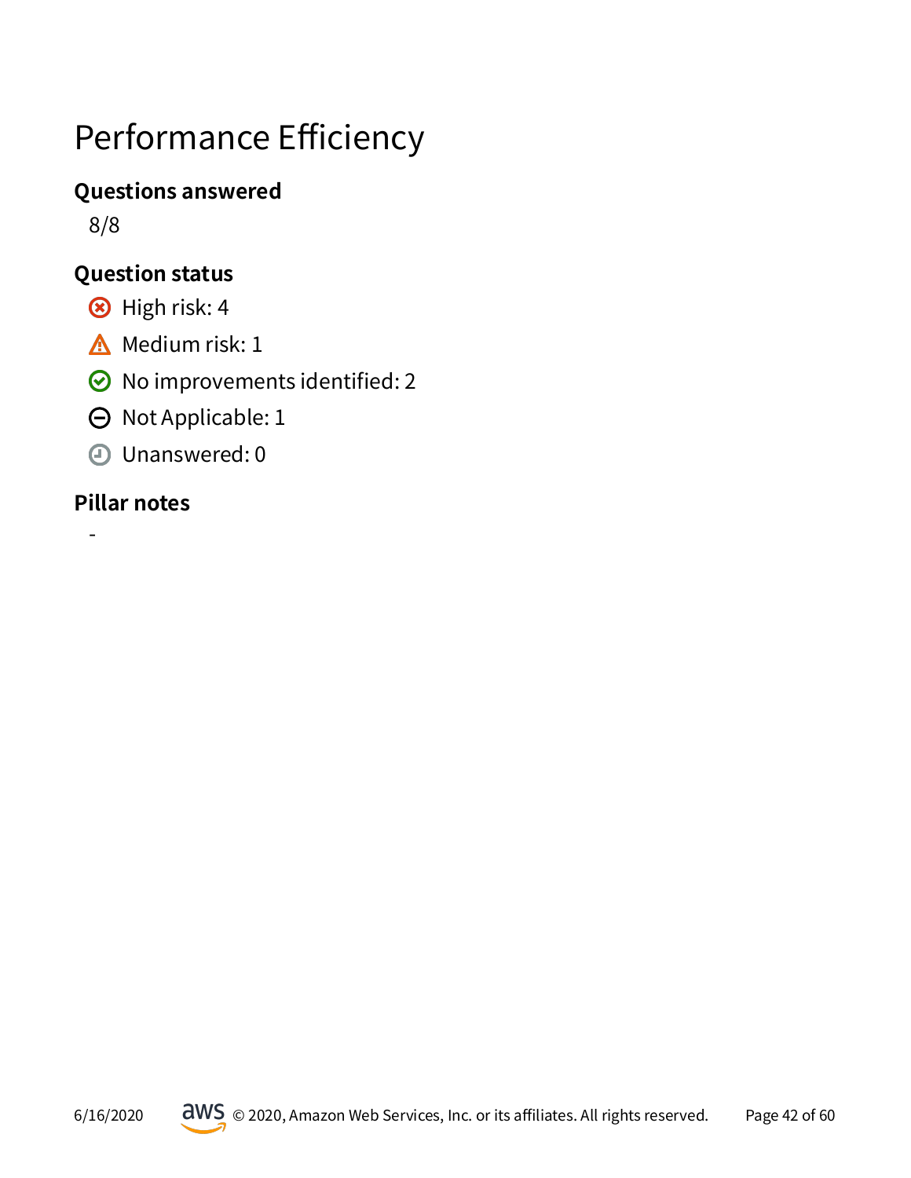# Performance Efficiency

### Questions answered

8/8

### Question status

- High risk: 4
- Medium risk: 1
- No improvements identified: 2
- Not Applicable: 1
- Unanswered: 0

### Pillar notes

-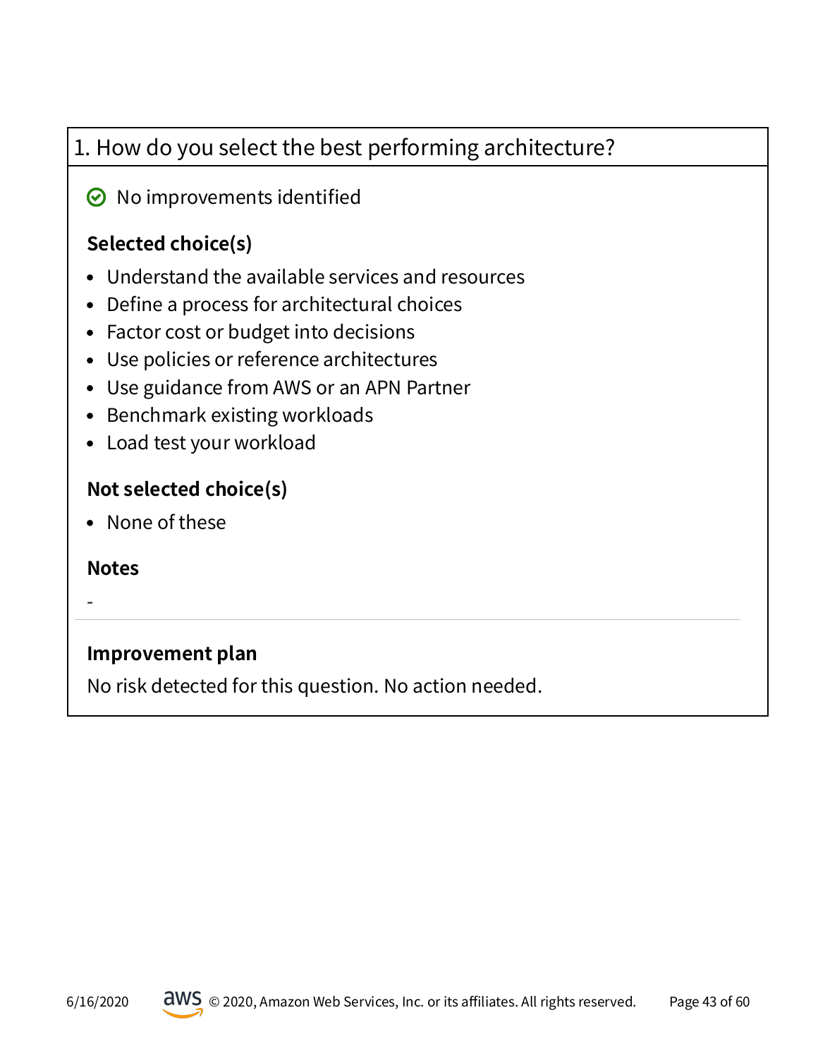## 1. How do you select the best performing architecture?

No improvements identified

**Selected choice(s)**

- Understand the available services and resources
- Define a process for architectural choices
- Factor cost or budget into decisions
- Use policies or reference architectures
- Use guidance from AWS or an APN Partner
- Benchmark existing workloads
- Load test your workload

**Not selected choice(s)**

- None of these

**Notes**

-

**Improvement plan**

No risk detected for this question. No action needed.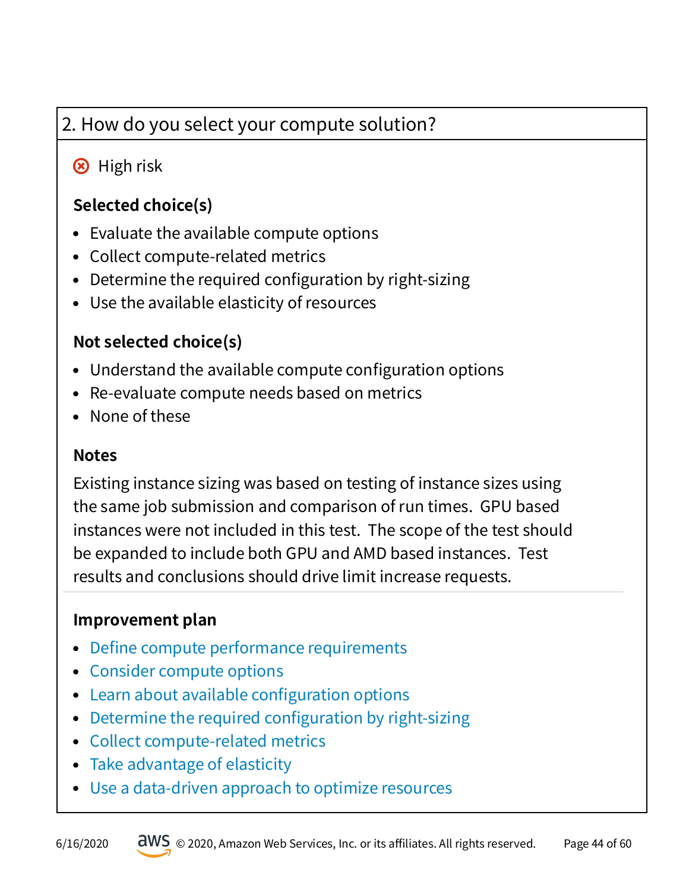## 2. How do you select your compute solution?

⊗ High risk

**Selected choice(s)**

- Evaluate the available compute options
- Collect compute-related metrics
- Determine the required configuration by right-sizing
- Use the available elasticity of resources

**Not selected choice(s)**

- Understand the available compute configuration options
- Re-evaluate compute needs based on metrics
- None of these

**Notes**

Existing instance sizing was based on testing of instance sizes using the same job submission and comparison of run times. GPU based instances were not included in this test. The scope of the test should be expanded to include both GPU and AMD based instances. Test results and conclusions should drive limit increase requests.

---

**Improvement plan**

- Define compute performance requirements
- Consider compute options
- Learn about available configuration options
- Determine the required configuration by right-sizing
- Collect compute-related metrics
- Take advantage of elasticity
- Use a data-driven approach to optimize resources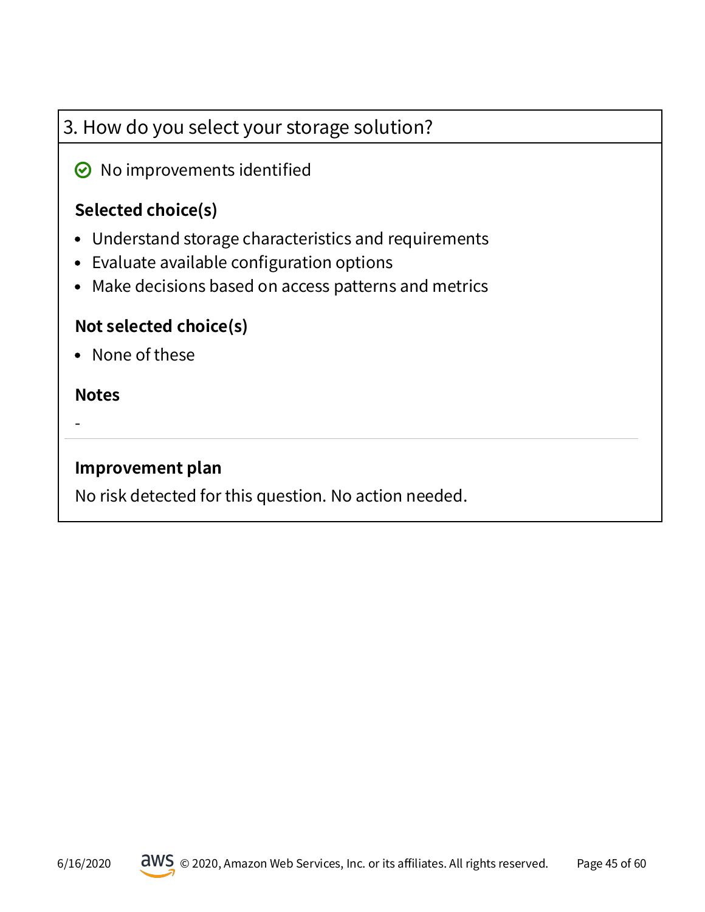## 3. How do you select your storage solution?

✅ No improvements identified

**Selected choice(s)**

- Understand storage characteristics and requirements
- Evaluate available configuration options
- Make decisions based on access patterns and metrics

**Not selected choice(s)**

- None of these

**Notes**

-

---

**Improvement plan**

No risk detected for this question. No action needed.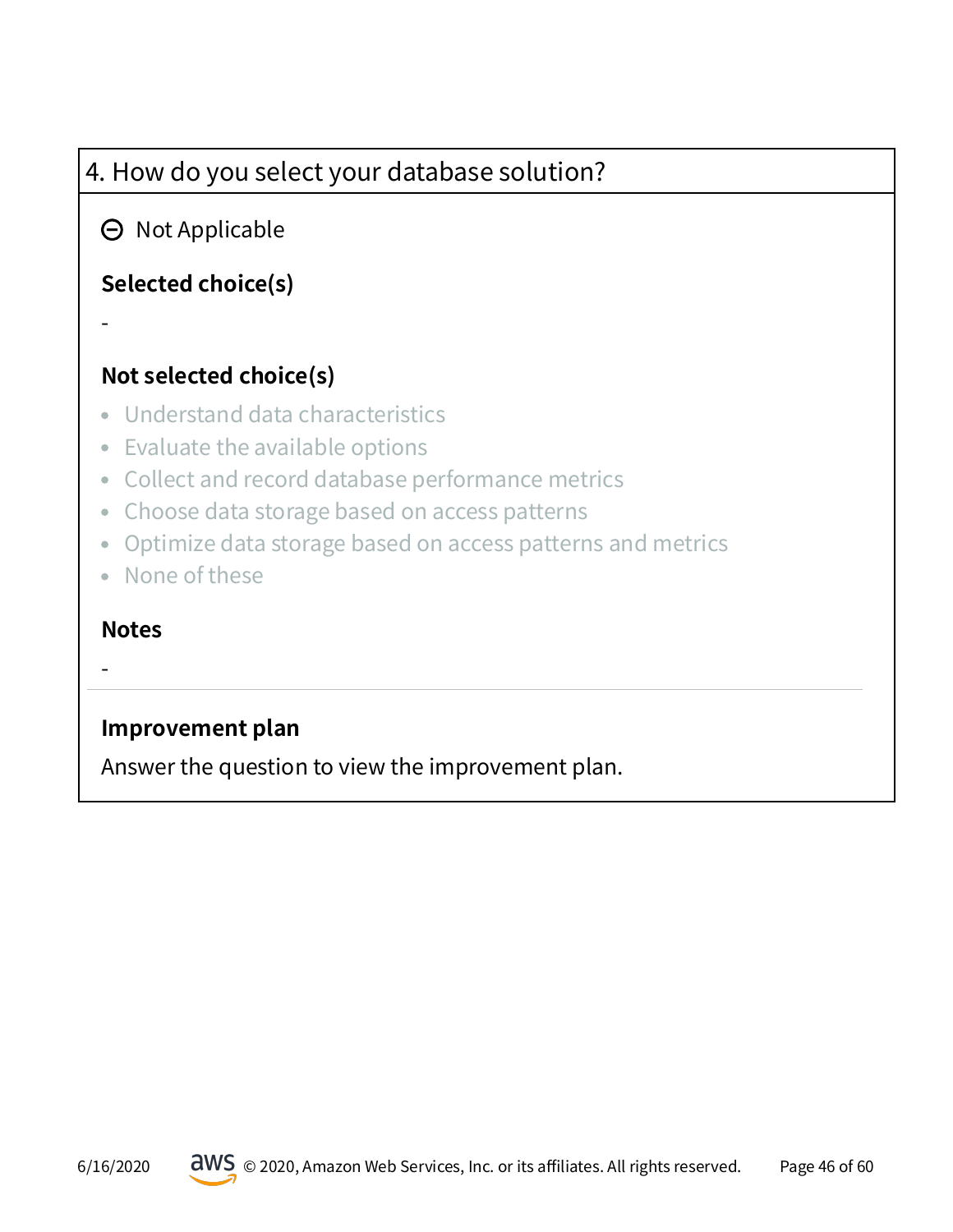## 4. How do you select your database solution?

⊖ Not Applicable

**Selected choice(s)**

-

**Not selected choice(s)**

- Understand data characteristics
- Evaluate the available options
- Collect and record database performance metrics
- Choose data storage based on access patterns
- Optimize data storage based on access patterns and metrics
- None of these

**Notes**

-

**Improvement plan**

Answer the question to view the improvement plan.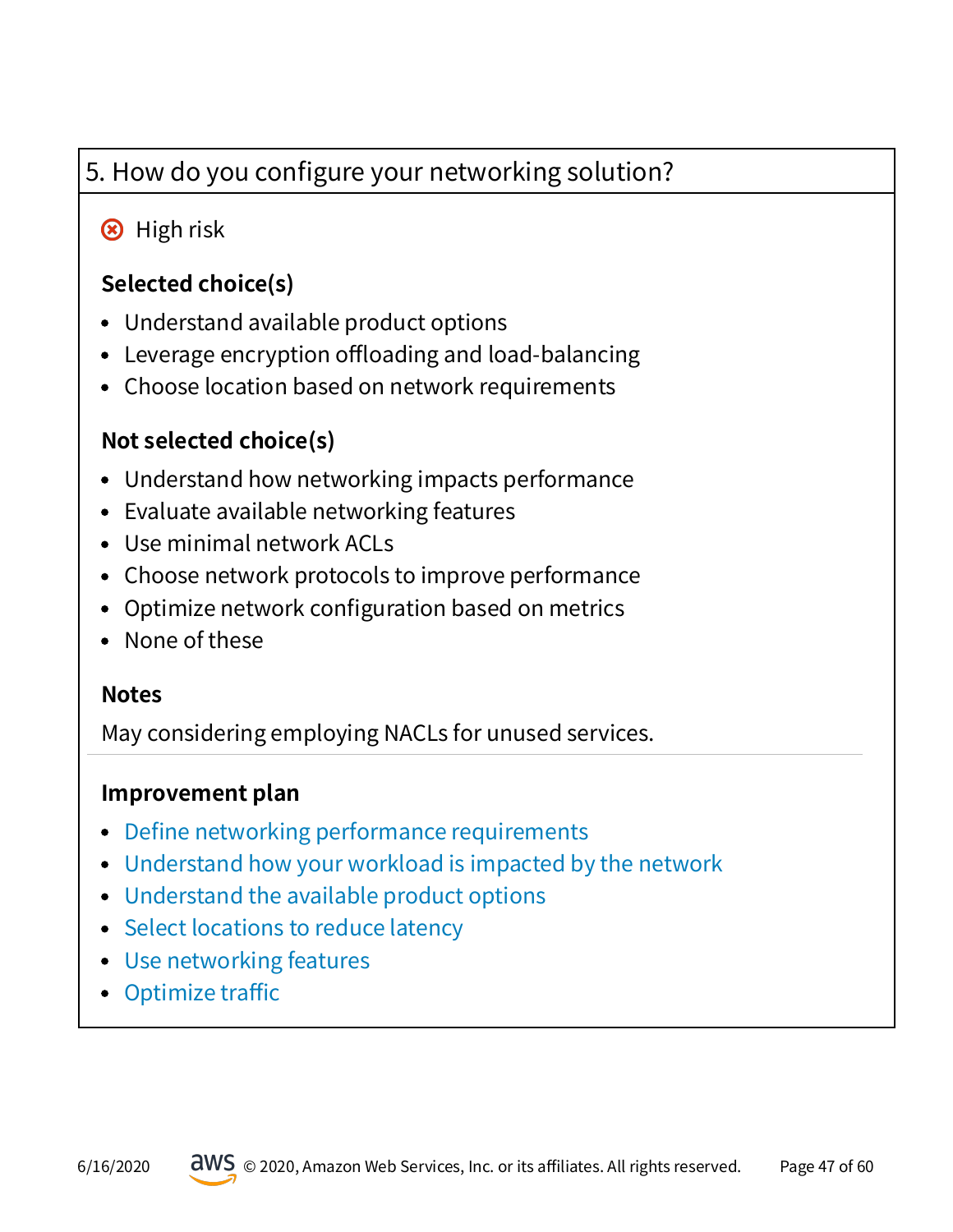## 5. How do you configure your networking solution?

High risk

**Selected choice(s)**

- Understand available product options
- Leverage encryption offloading and load-balancing
- Choose location based on network requirements

**Not selected choice(s)**

- Understand how networking impacts performance
- Evaluate available networking features
- Use minimal network ACLs
- Choose network protocols to improve performance
- Optimize network configuration based on metrics
- None of these

**Notes**

May considering employing NACLs for unused services.

**Improvement plan**

- Define networking performance requirements
- Understand how your workload is impacted by the network
- Understand the available product options
- Select locations to reduce latency
- Use networking features
- Optimize traffic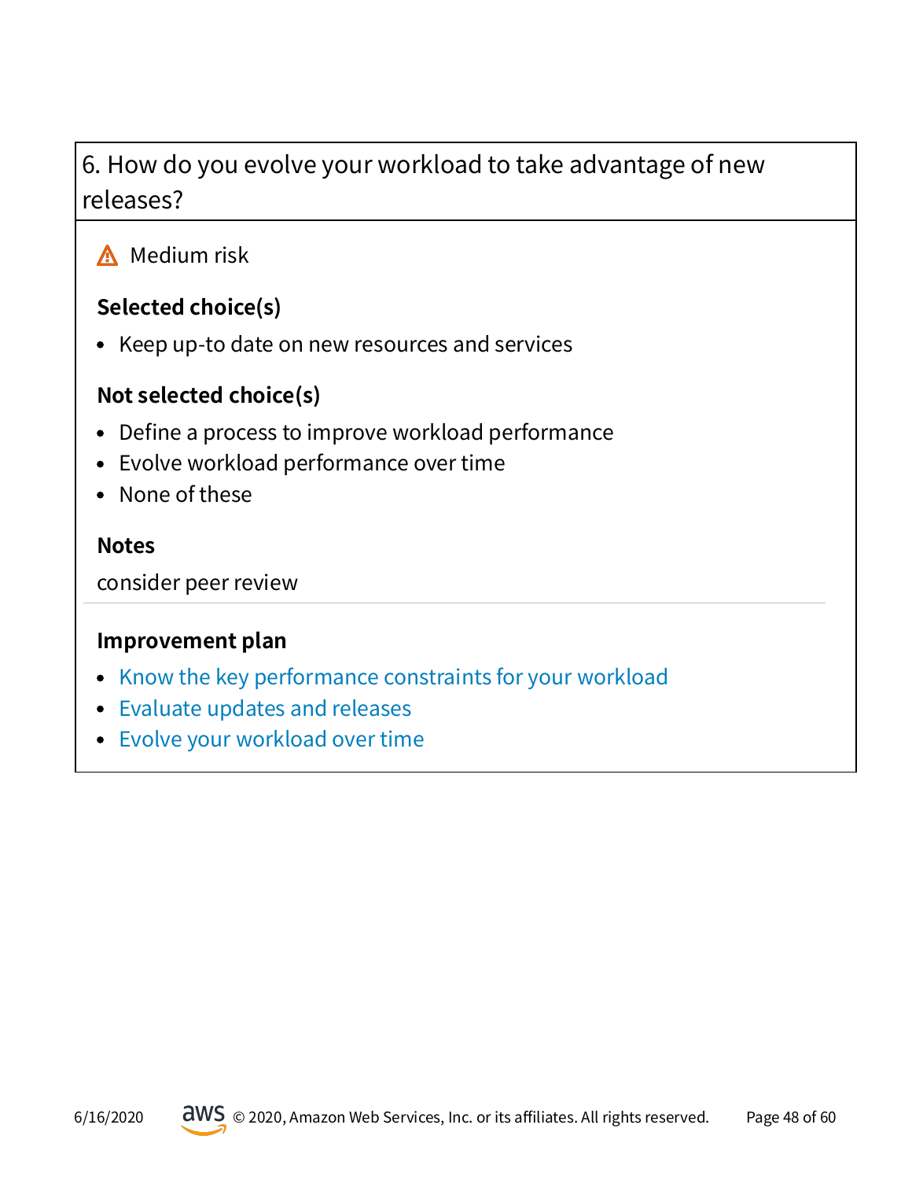## 6. How do you evolve your workload to take advantage of new releases?

⚠ Medium risk

**Selected choice(s)**

- Keep up-to date on new resources and services

**Not selected choice(s)**

- Define a process to improve workload performance
- Evolve workload performance over time
- None of these

**Notes**

consider peer review

**Improvement plan**

- Know the key performance constraints for your workload
- Evaluate updates and releases
- Evolve your workload over time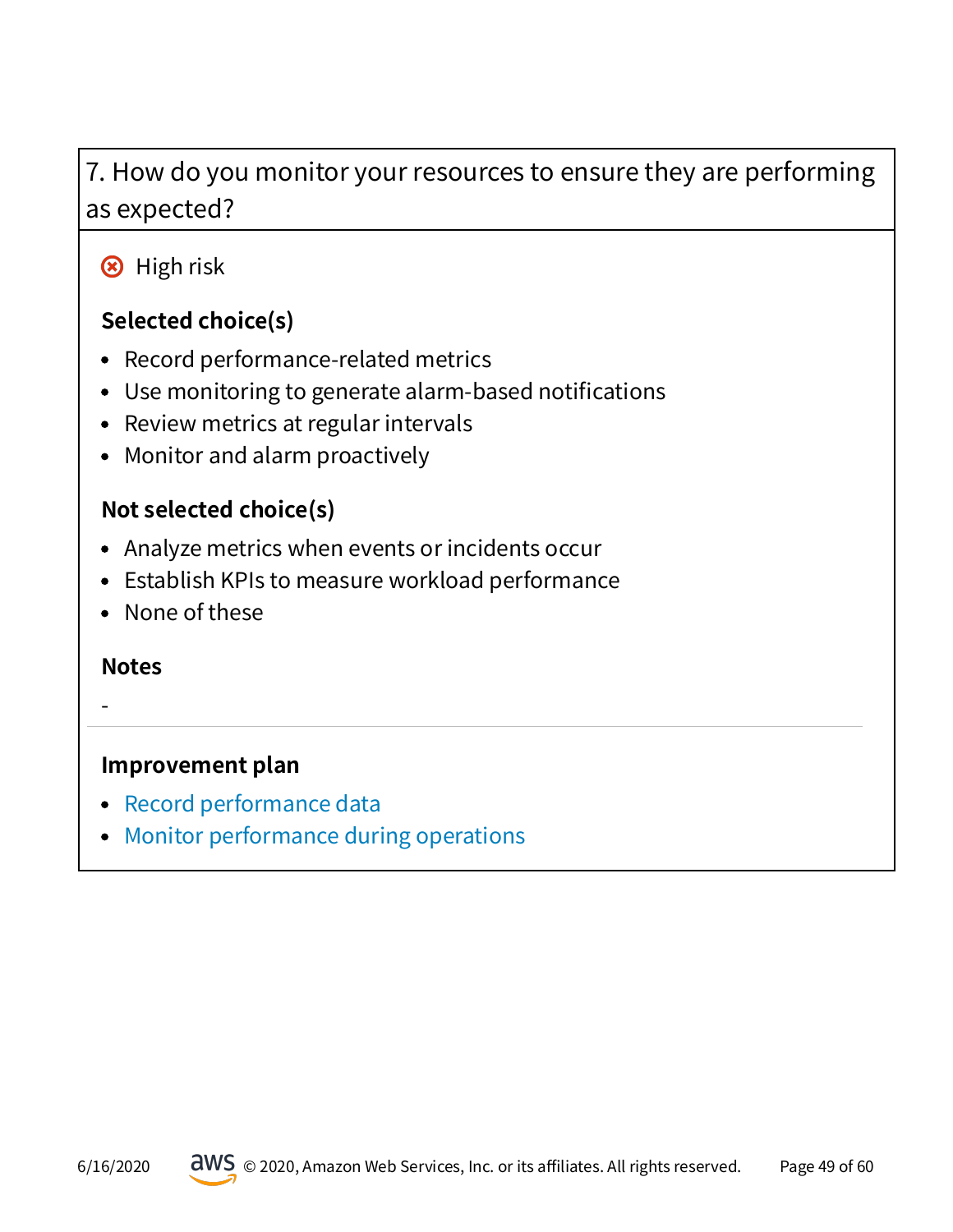## 7. How do you monitor your resources to ensure they are performing as expected?

High risk

**Selected choice(s)**

- Record performance-related metrics
- Use monitoring to generate alarm-based notifications
- Review metrics at regular intervals
- Monitor and alarm proactively

**Not selected choice(s)**

- Analyze metrics when events or incidents occur
- Establish KPIs to measure workload performance
- None of these

**Notes**

-

---

**Improvement plan**

- Record performance data
- Monitor performance during operations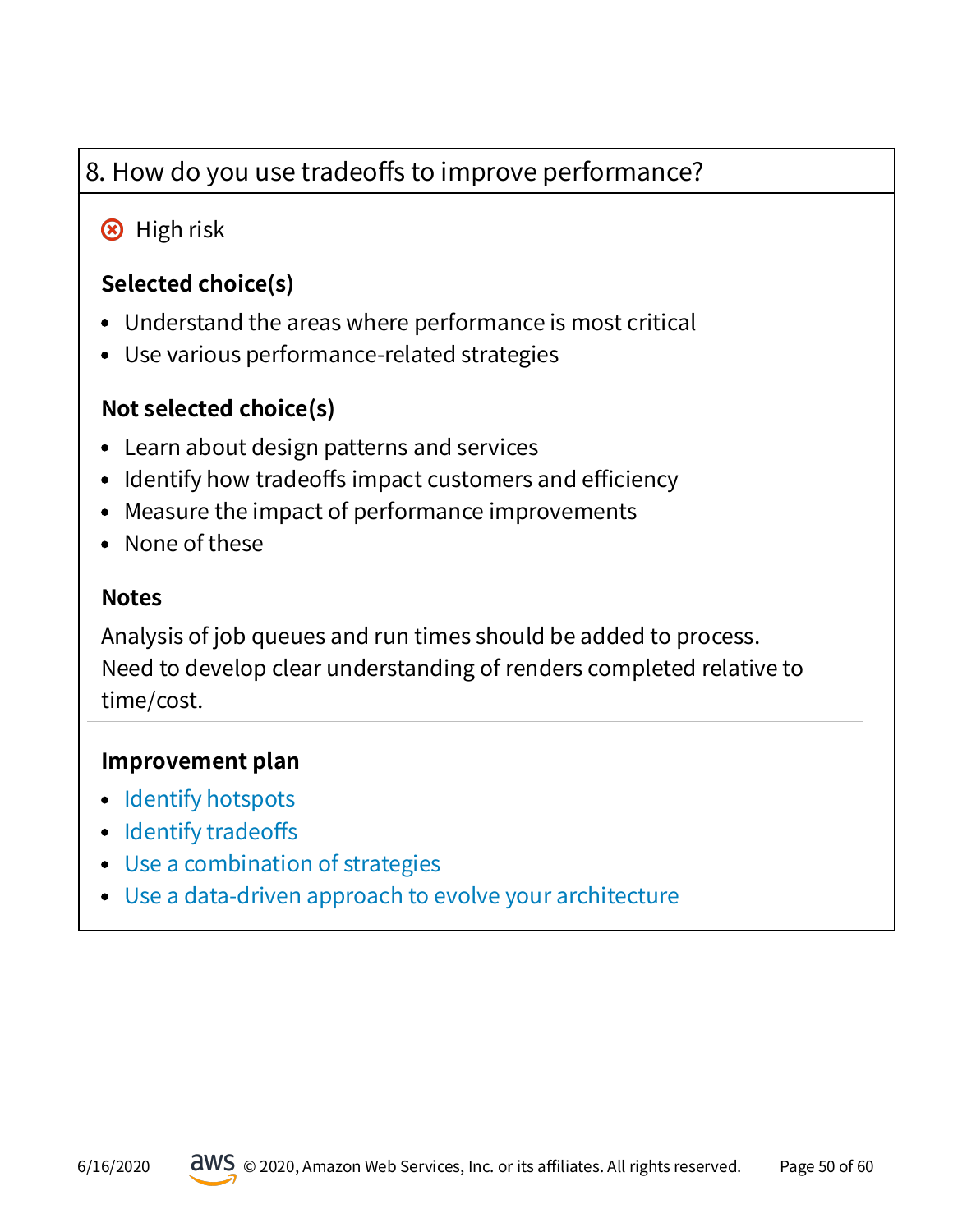## 8. How do you use tradeoffs to improve performance?

⊗ High risk

### Selected choice(s)

- Understand the areas where performance is most critical
- Use various performance-related strategies

### Not selected choice(s)

- Learn about design patterns and services
- Identify how tradeoffs impact customers and efficiency
- Measure the impact of performance improvements
- None of these

### Notes

Analysis of job queues and run times should be added to process.
Need to develop clear understanding of renders completed relative to time/cost.

---

### Improvement plan

- Identify hotspots
- Identify tradeoffs
- Use a combination of strategies
- Use a data-driven approach to evolve your architecture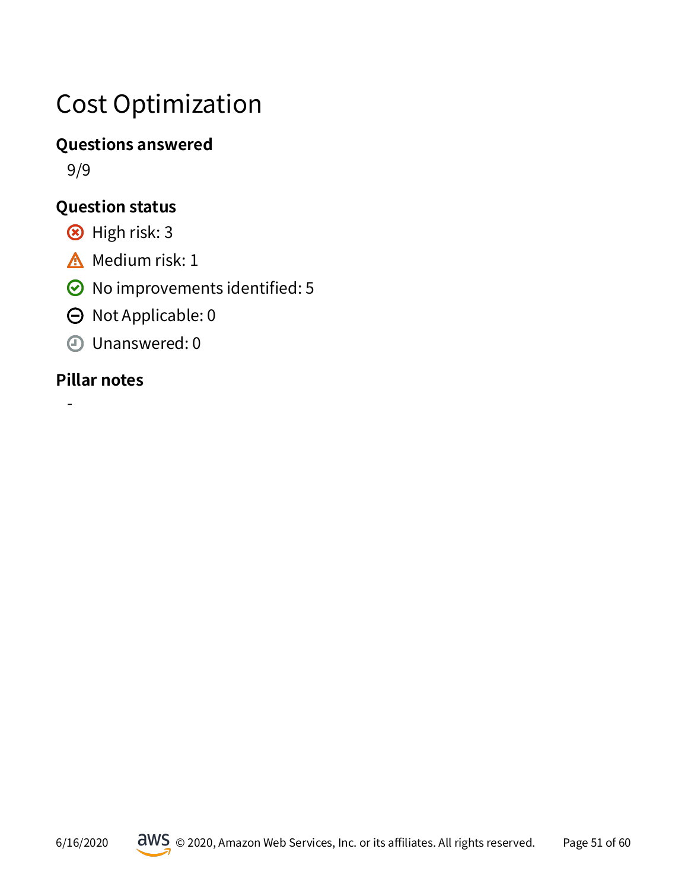# Cost Optimization

### Questions answered

9/9

### Question status

- High risk: 3
- Medium risk: 1
- No improvements identified: 5
- Not Applicable: 0
- Unanswered: 0

### Pillar notes

-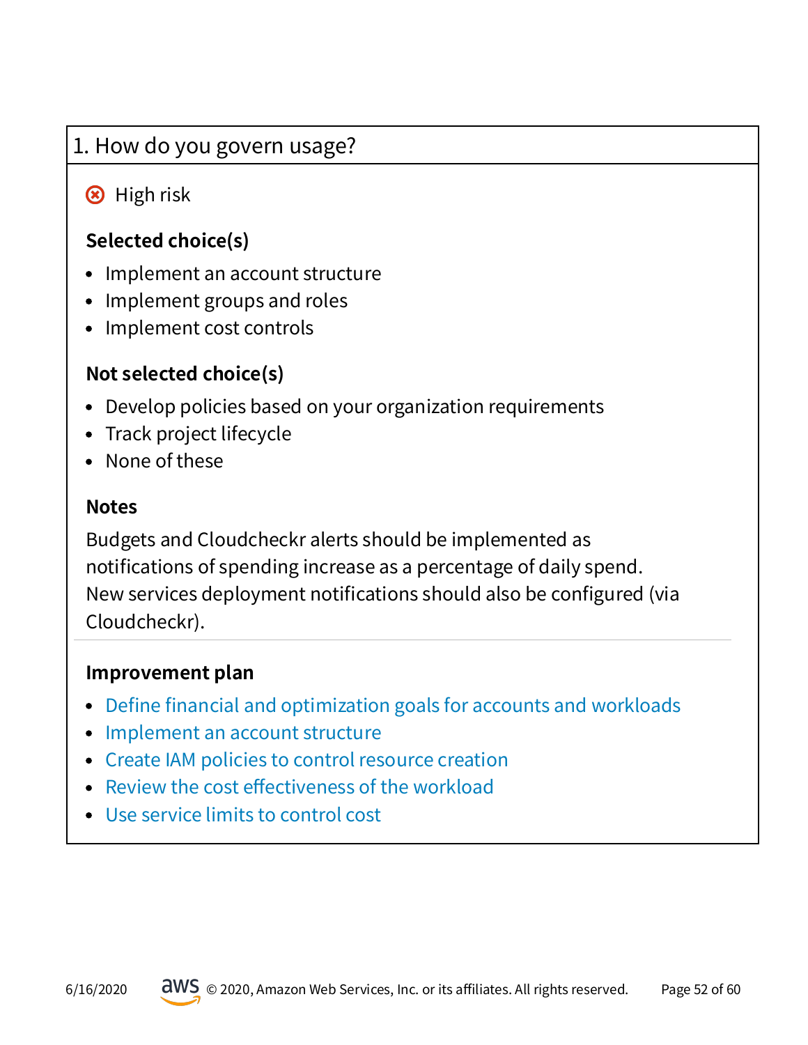## 1. How do you govern usage?

⊗ High risk

**Selected choice(s)**

- Implement an account structure
- Implement groups and roles
- Implement cost controls

**Not selected choice(s)**

- Develop policies based on your organization requirements
- Track project lifecycle
- None of these

**Notes**

Budgets and Cloudcheckr alerts should be implemented as notifications of spending increase as a percentage of daily spend. New services deployment notifications should also be configured (via Cloudcheckr).

**Improvement plan**

- Define financial and optimization goals for accounts and workloads
- Implement an account structure
- Create IAM policies to control resource creation
- Review the cost effectiveness of the workload
- Use service limits to control cost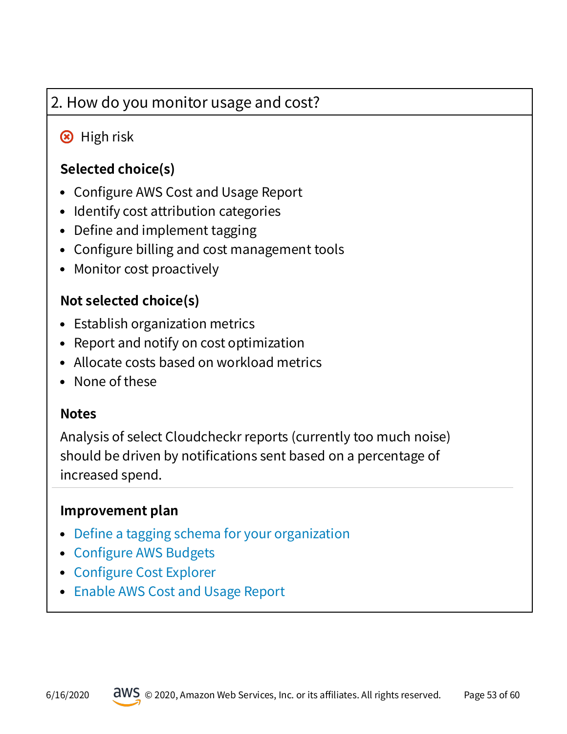## 2. How do you monitor usage and cost?

⊗ High risk

### Selected choice(s)

- Configure AWS Cost and Usage Report
- Identify cost attribution categories
- Define and implement tagging
- Configure billing and cost management tools
- Monitor cost proactively

### Not selected choice(s)

- Establish organization metrics
- Report and notify on cost optimization
- Allocate costs based on workload metrics
- None of these

### Notes

Analysis of select Cloudcheckr reports (currently too much noise) should be driven by notifications sent based on a percentage of increased spend.

---

### Improvement plan

- Define a tagging schema for your organization
- Configure AWS Budgets
- Configure Cost Explorer
- Enable AWS Cost and Usage Report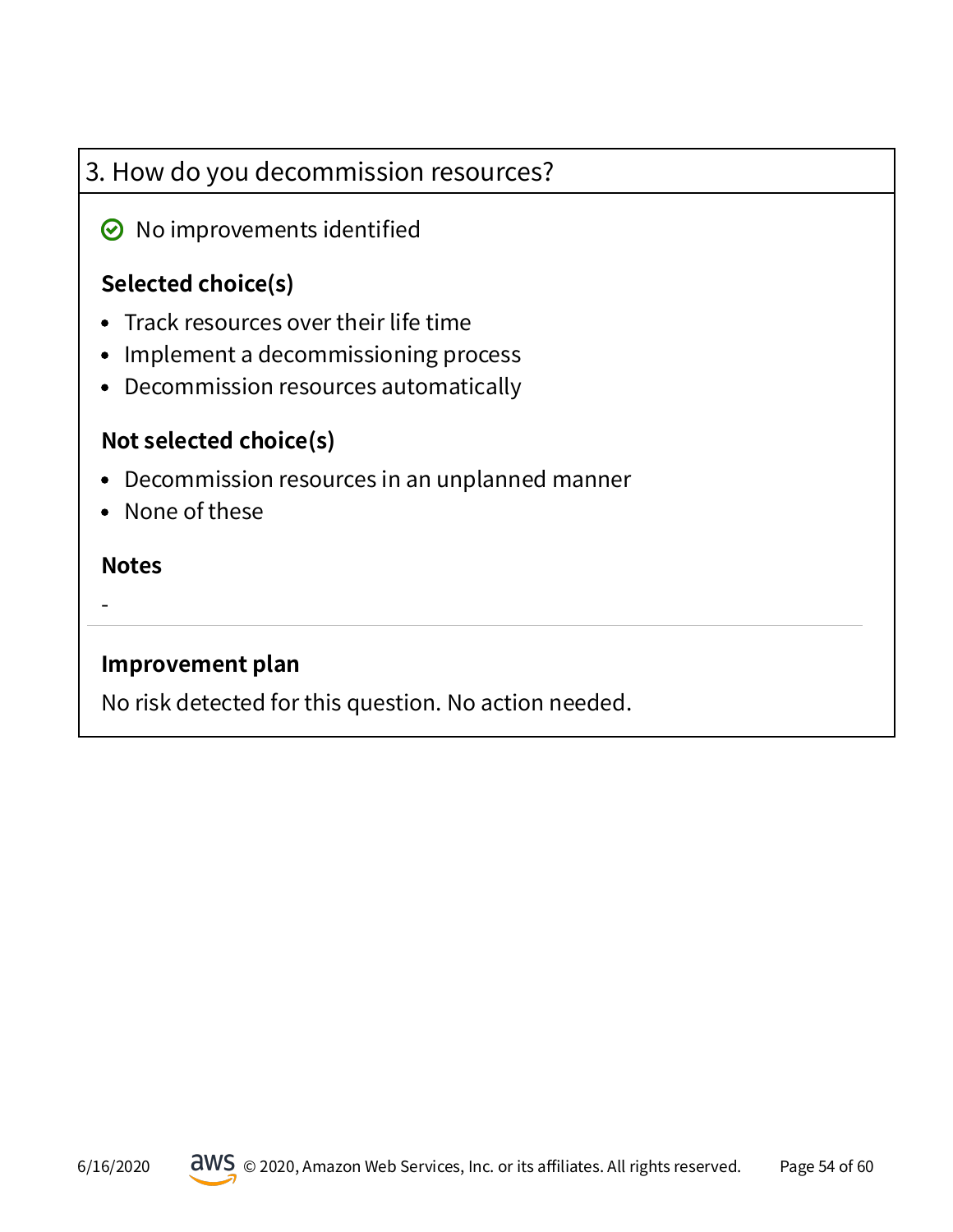### 3. How do you decommission resources?

✅ No improvements identified

#### Selected choice(s)

- Track resources over their life time
- Implement a decommissioning process
- Decommission resources automatically

#### Not selected choice(s)

- Decommission resources in an unplanned manner
- None of these

#### Notes

-

---

#### Improvement plan

No risk detected for this question. No action needed.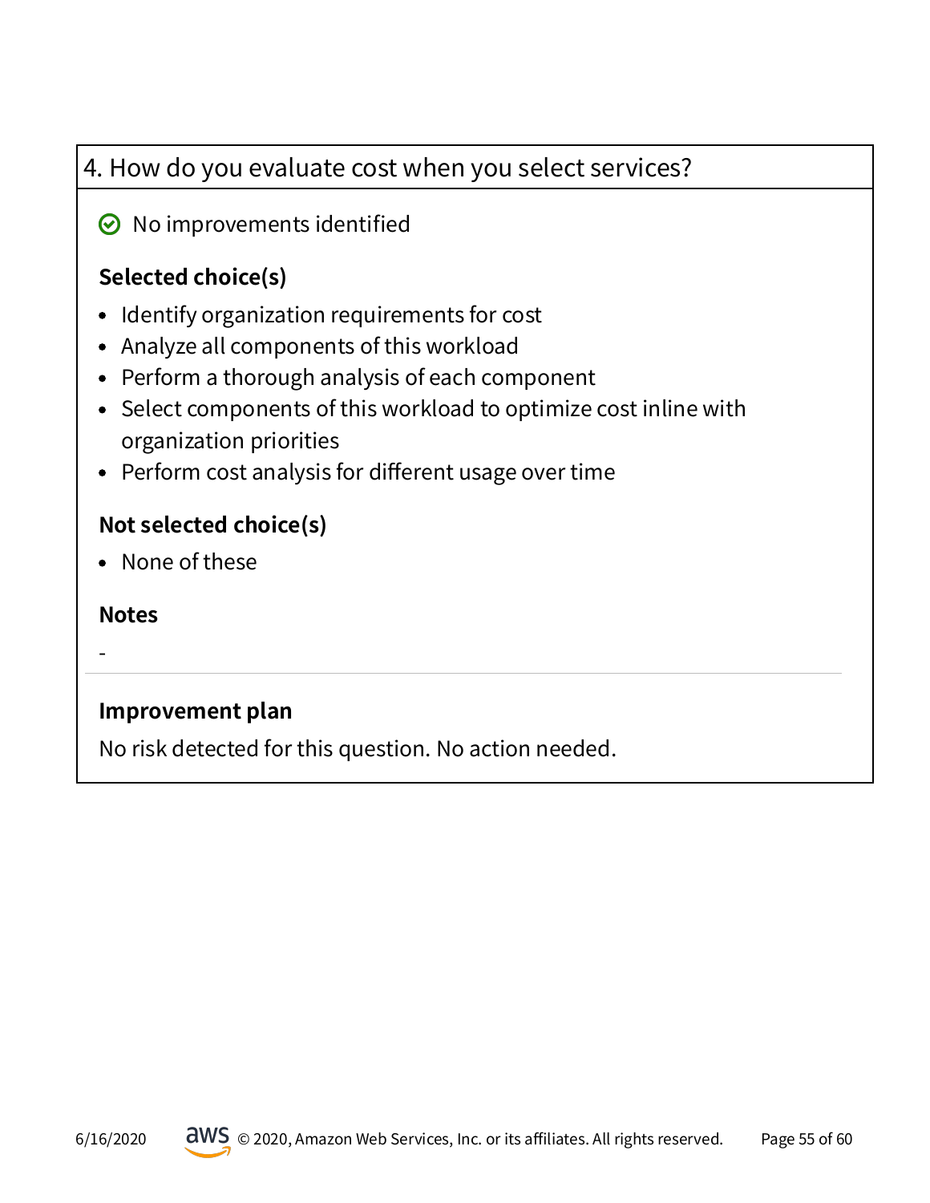## 4. How do you evaluate cost when you select services?

No improvements identified

### Selected choice(s)

- Identify organization requirements for cost
- Analyze all components of this workload
- Perform a thorough analysis of each component
- Select components of this workload to optimize cost inline with organization priorities
- Perform cost analysis for different usage over time

### Not selected choice(s)

- None of these

### Notes

-

### Improvement plan

No risk detected for this question. No action needed.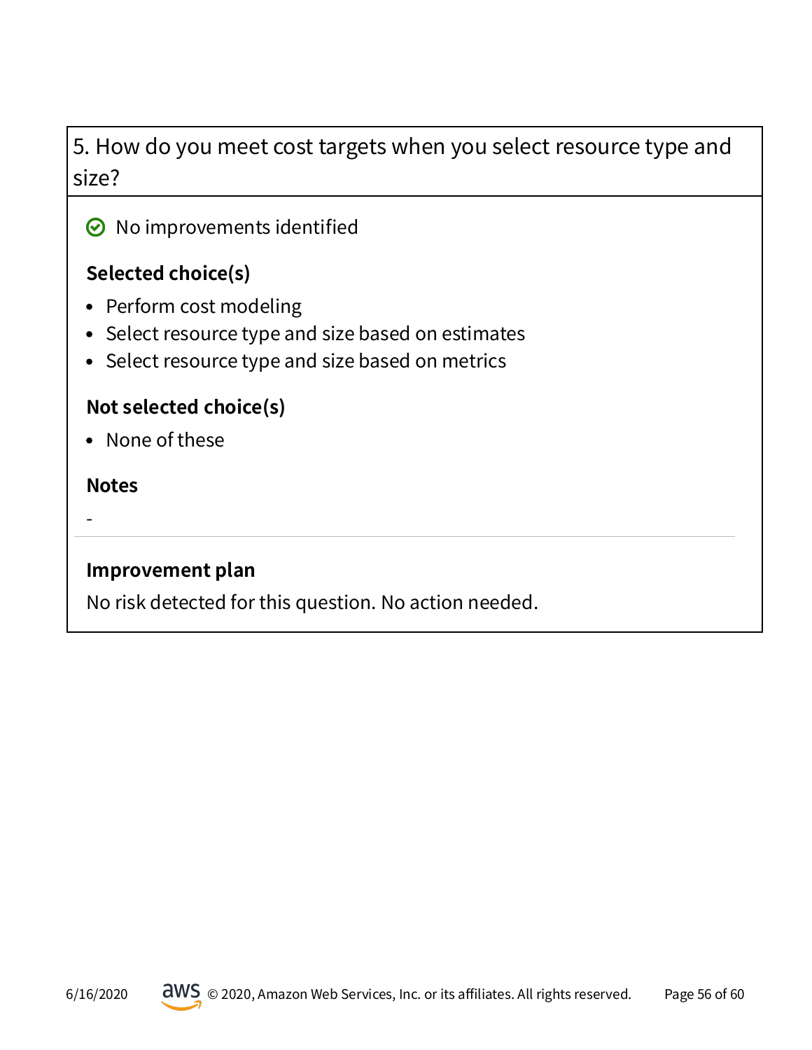### 5. How do you meet cost targets when you select resource type and size?

No improvements identified

#### Selected choice(s)

- Perform cost modeling
- Select resource type and size based on estimates
- Select resource type and size based on metrics

#### Not selected choice(s)

- None of these

#### Notes

-

#### Improvement plan

No risk detected for this question. No action needed.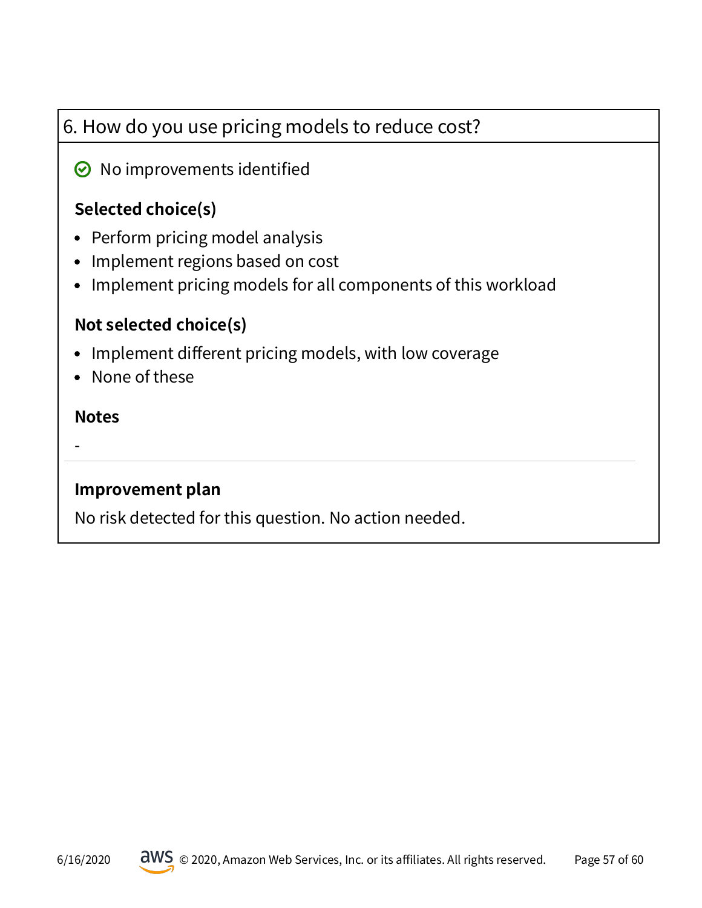## 6. How do you use pricing models to reduce cost?

No improvements identified

**Selected choice(s)**

- Perform pricing model analysis
- Implement regions based on cost
- Implement pricing models for all components of this workload

**Not selected choice(s)**

- Implement different pricing models, with low coverage
- None of these

**Notes**

-

---

**Improvement plan**

No risk detected for this question. No action needed.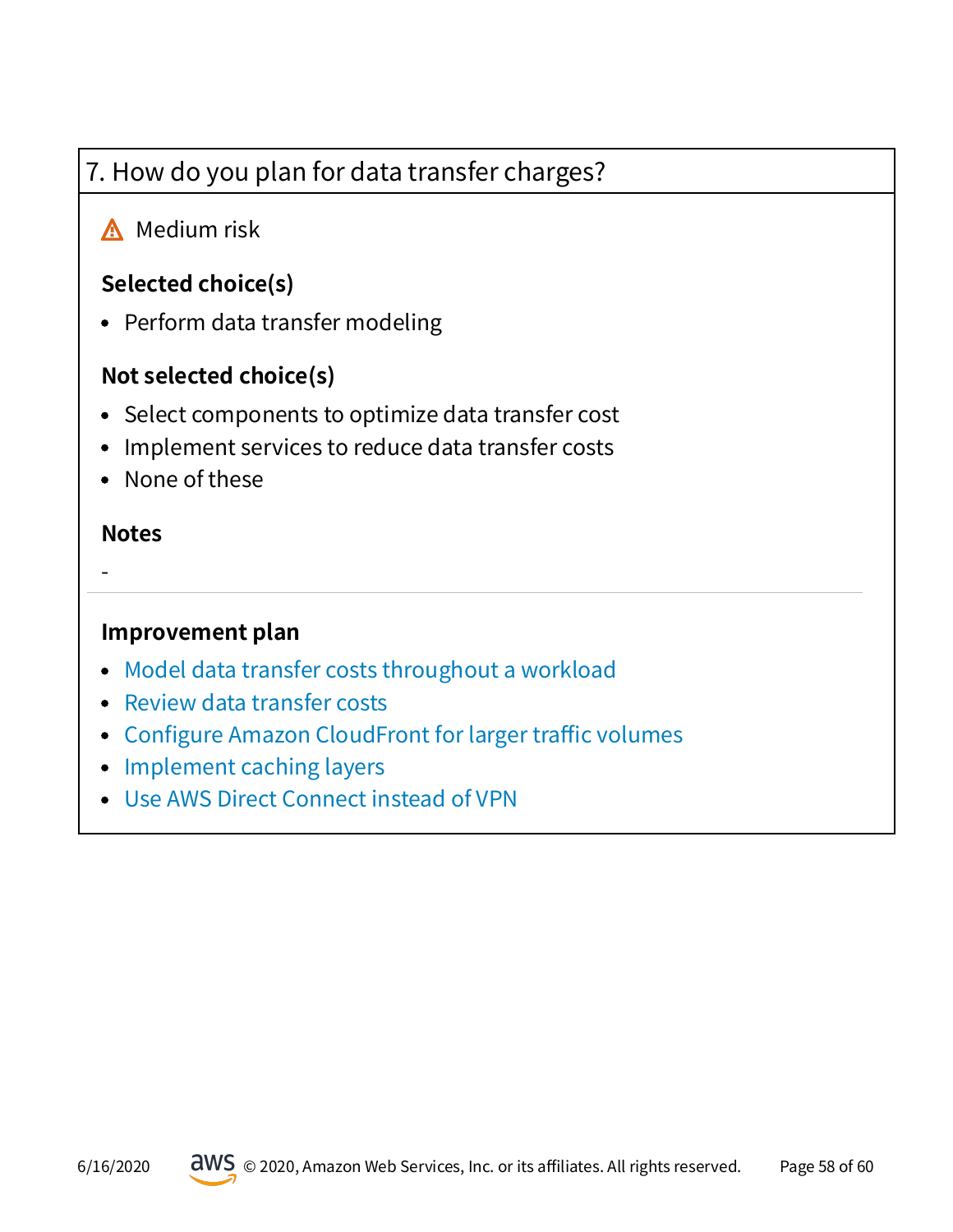## 7. How do you plan for data transfer charges?

⚠ Medium risk

### Selected choice(s)

- Perform data transfer modeling

### Not selected choice(s)

- Select components to optimize data transfer cost
- Implement services to reduce data transfer costs
- None of these

### Notes

-

### Improvement plan

- Model data transfer costs throughout a workload
- Review data transfer costs
- Configure Amazon CloudFront for larger traffic volumes
- Implement caching layers
- Use AWS Direct Connect instead of VPN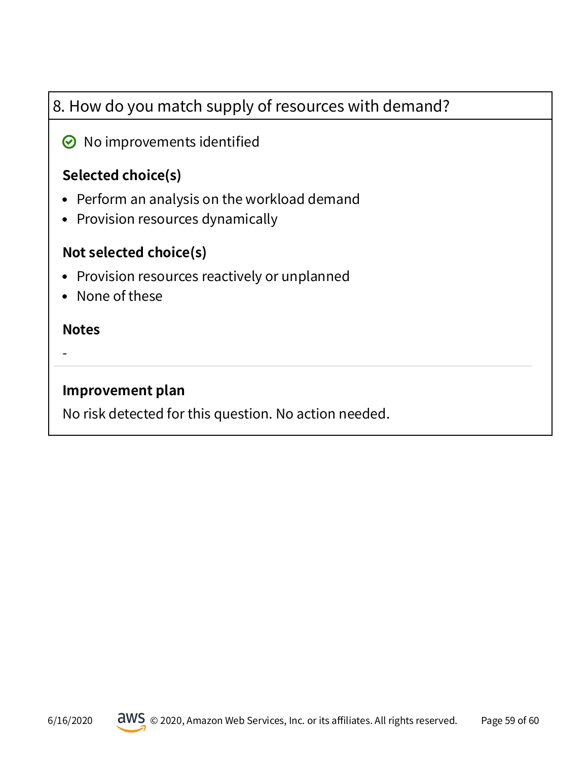## 8. How do you match supply of resources with demand?

No improvements identified

### Selected choice(s)

- Perform an analysis on the workload demand
- Provision resources dynamically

### Not selected choice(s)

- Provision resources reactively or unplanned
- None of these

### Notes

-

### Improvement plan

No risk detected for this question. No action needed.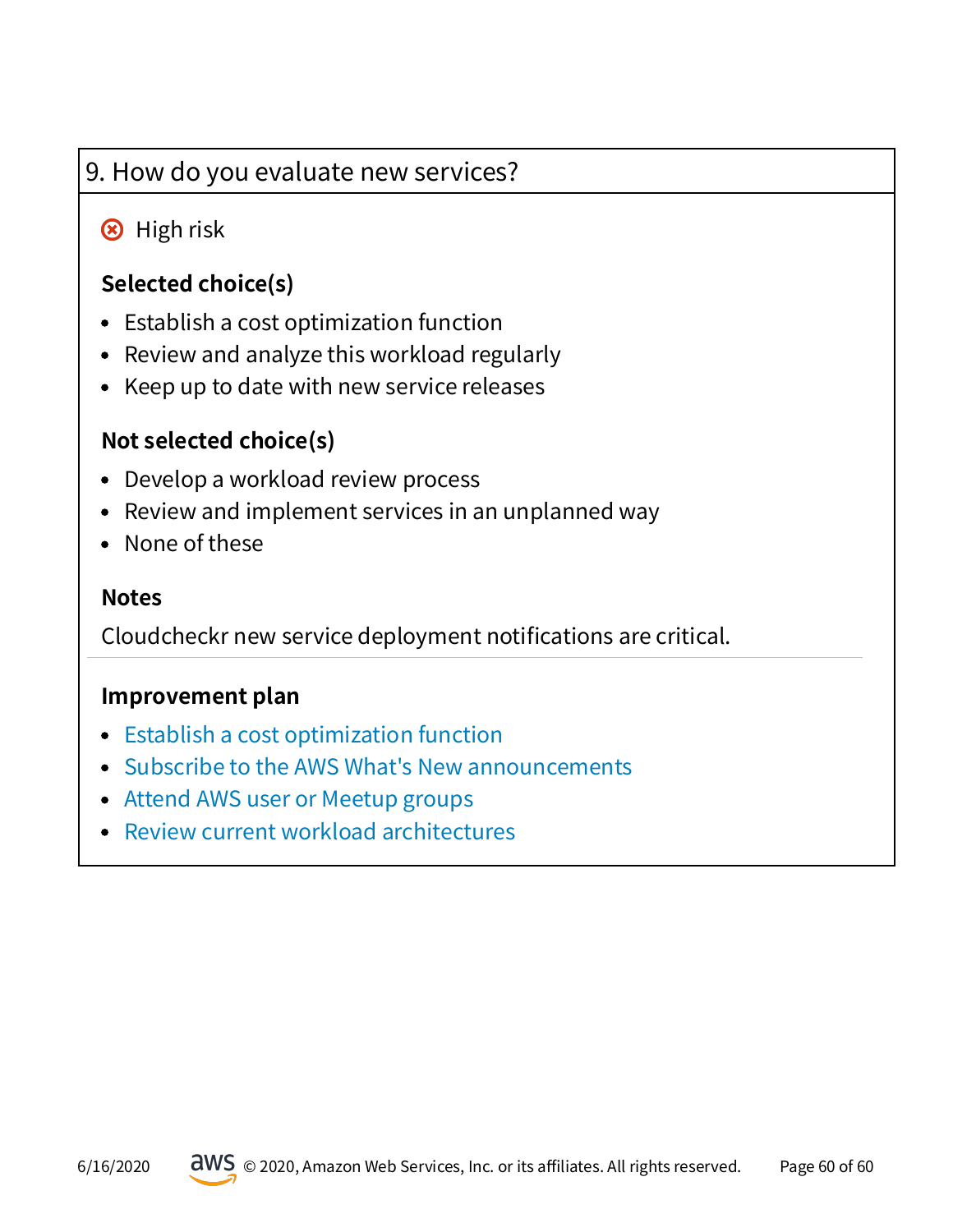## 9. How do you evaluate new services?

High risk

**Selected choice(s)**

- Establish a cost optimization function
- Review and analyze this workload regularly
- Keep up to date with new service releases

**Not selected choice(s)**

- Develop a workload review process
- Review and implement services in an unplanned way
- None of these

**Notes**

Cloudcheckr new service deployment notifications are critical.

**Improvement plan**

- Establish a cost optimization function
- Subscribe to the AWS What's New announcements
- Attend AWS user or Meetup groups
- Review current workload architectures